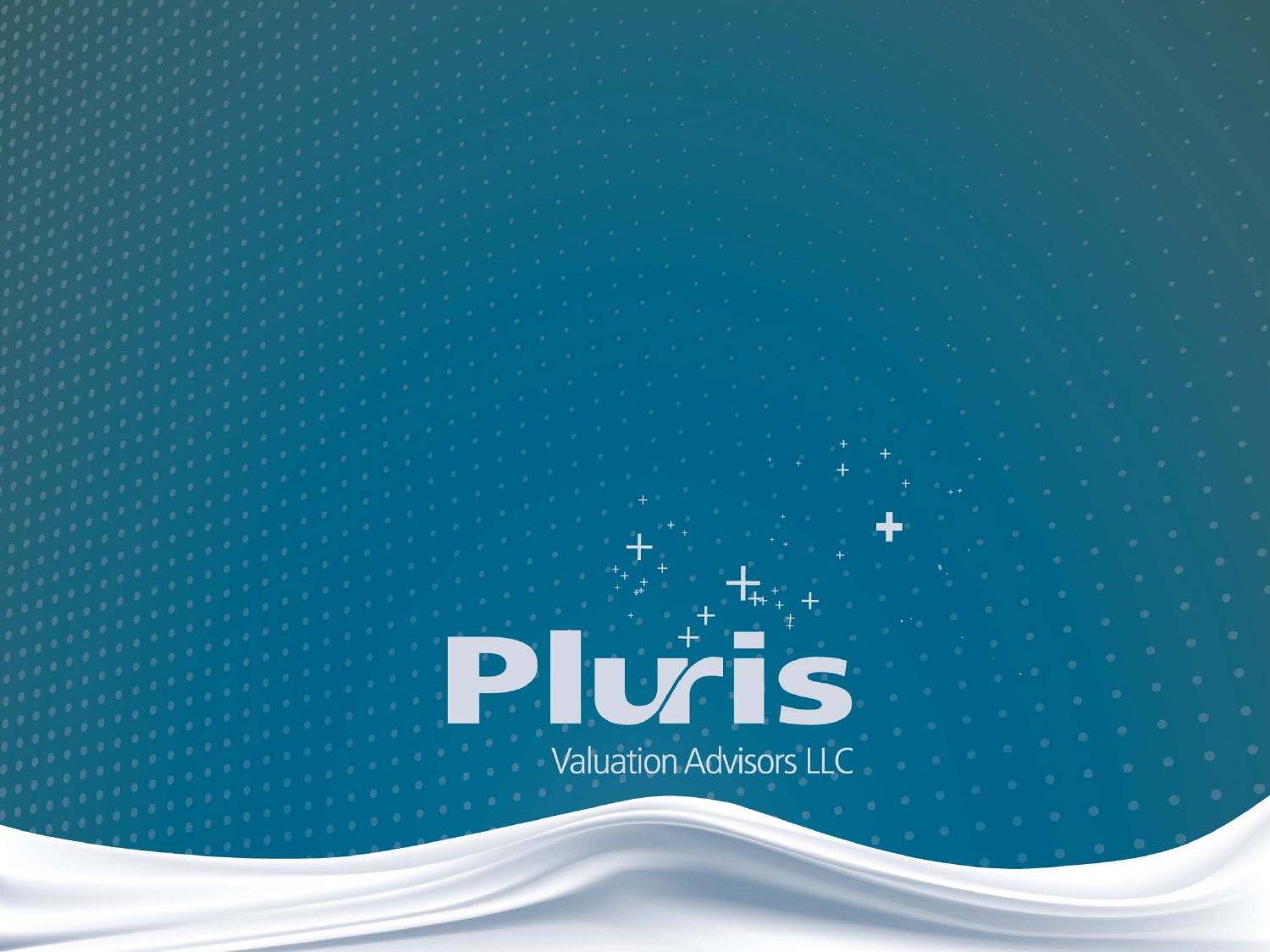# Pluris

Valuation Advisors LLC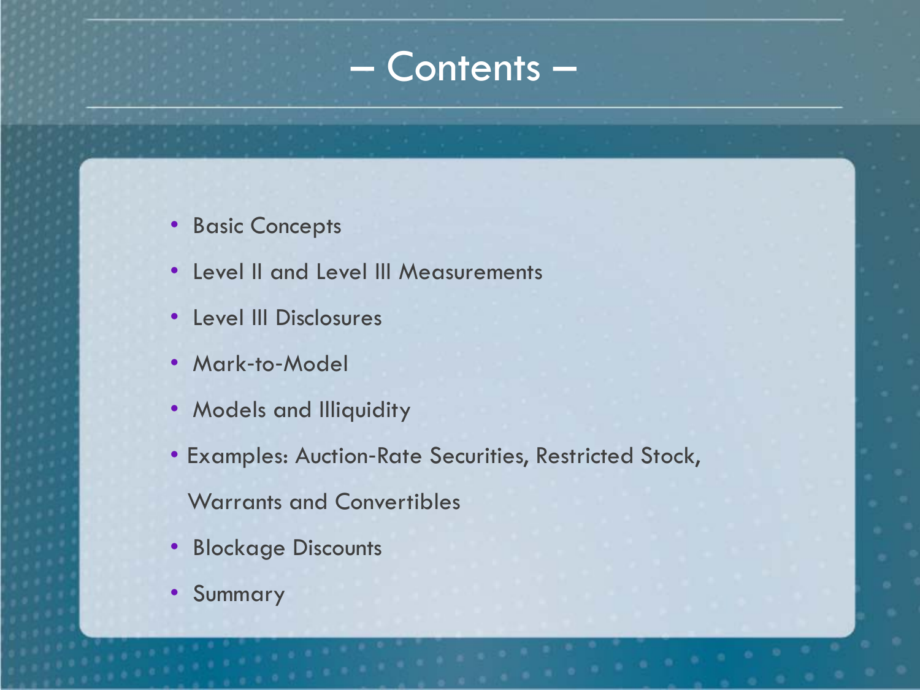# – Contents –

- Basic Concepts
- Level II and Level III Measurements
- Level III Disclosures
- Mark-to-Model
- Models and Illiquidity
- Examples: Auction-Rate Securities, Restricted Stock, Warrants and Convertibles
- Blockage Discounts
- Summary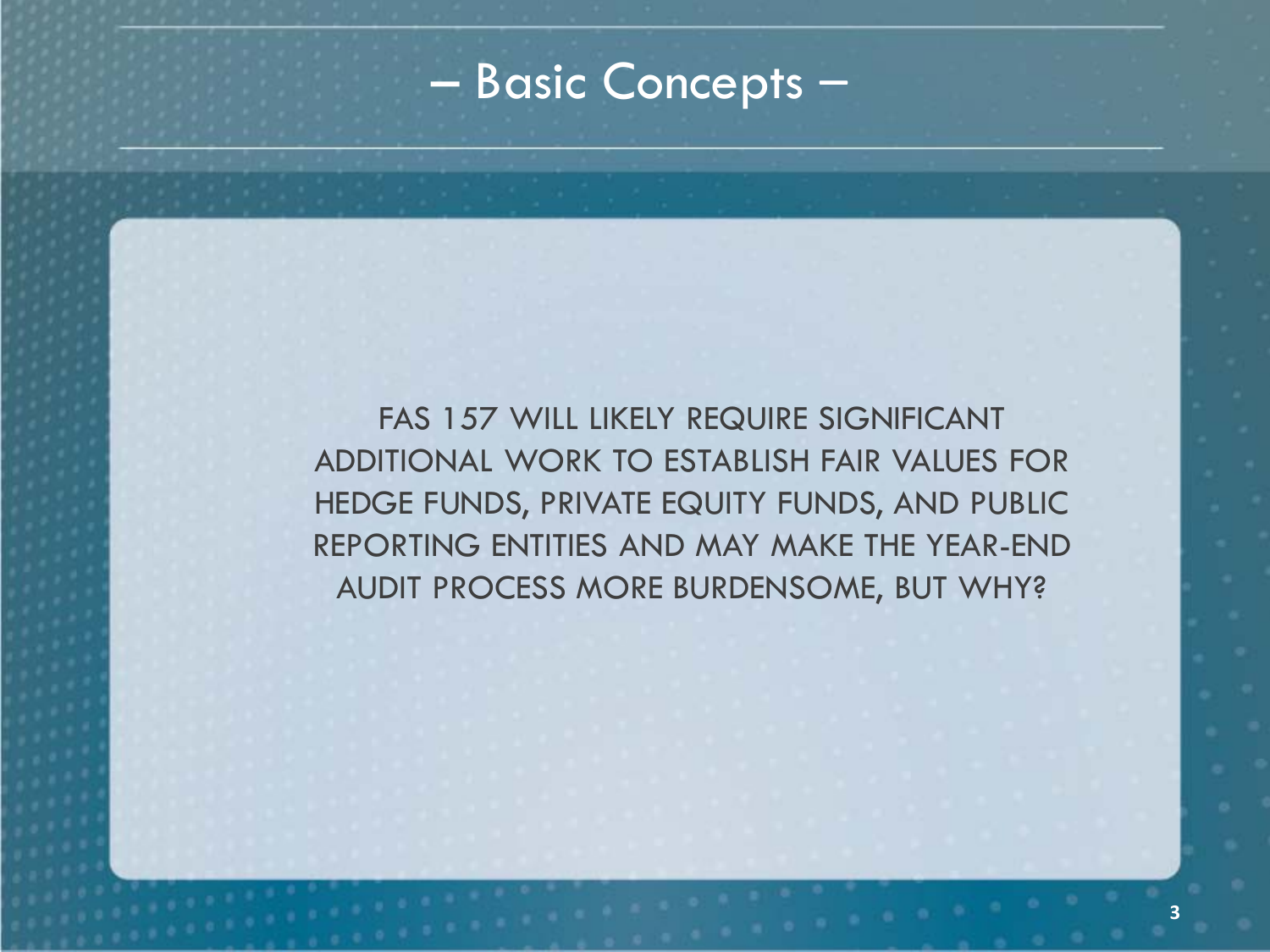# – Basic Concepts –

FAS 157 WILL LIKELY REQUIRE SIGNIFICANT ADDITIONAL WORK TO ESTABLISH FAIR VALUES FOR HEDGE FUNDS, PRIVATE EQUITY FUNDS, AND PUBLIC REPORTING ENTITIES AND MAY MAKE THE YEAR-END AUDIT PROCESS MORE BURDENSOME, BUT WHY?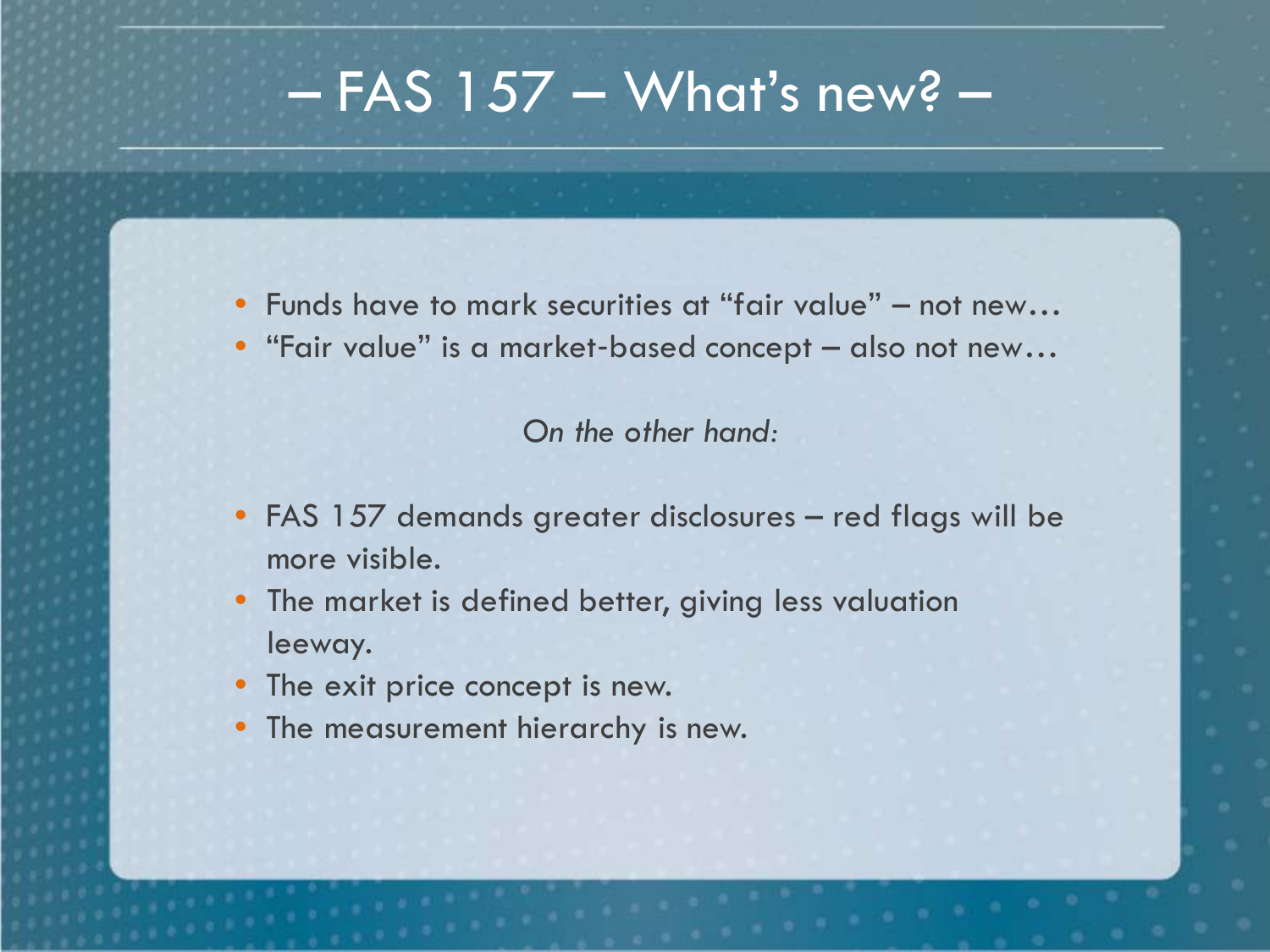# – FAS 157 – What's new? –

- Funds have to mark securities at "fair value" – not new…
- "Fair value" is a market-based concept – also not new…

*On the other hand:*

- FAS 157 demands greater disclosures – red flags will be more visible.
- The market is defined better, giving less valuation leeway.
- The exit price concept is new.
- The measurement hierarchy is new.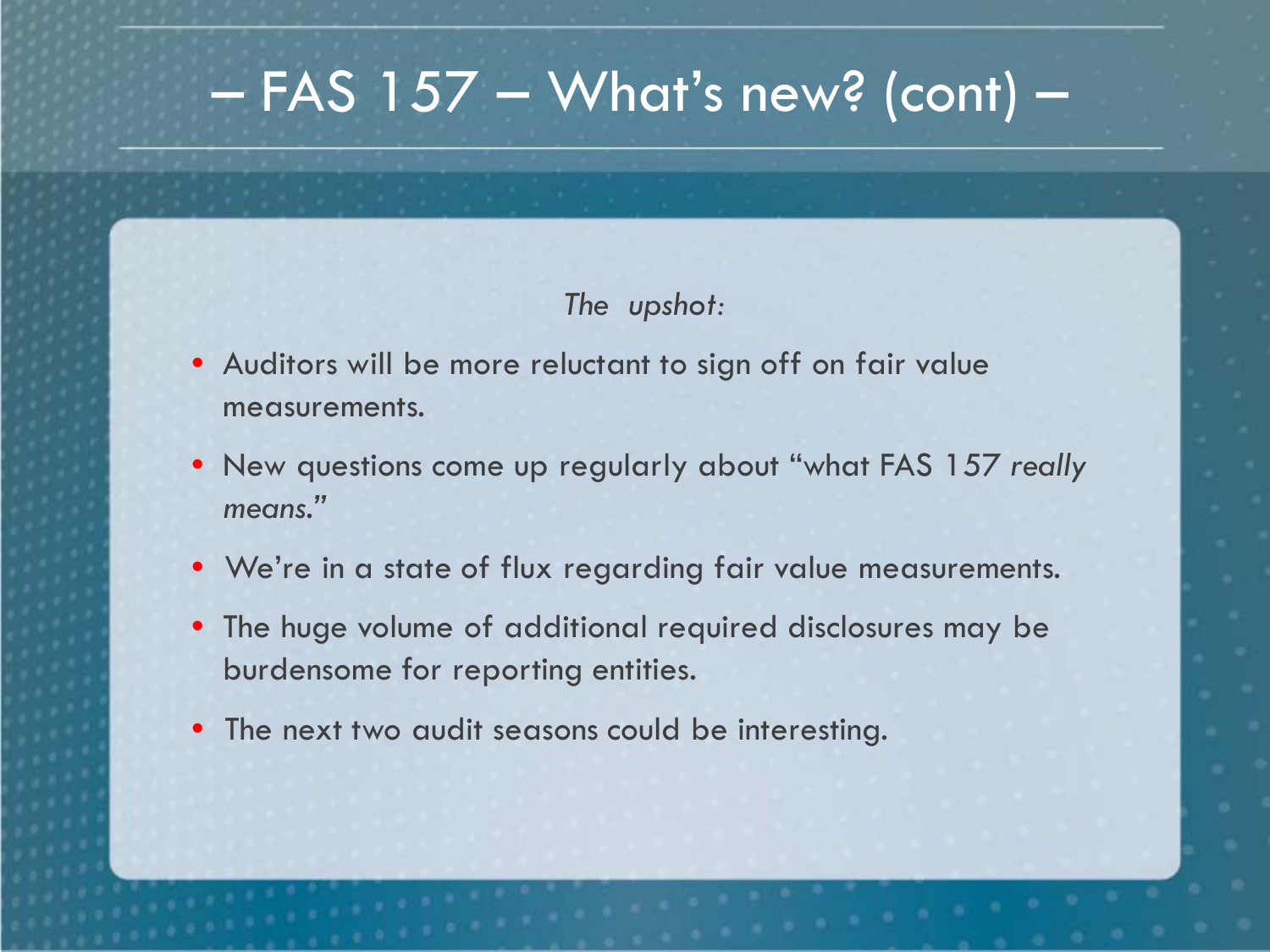# – FAS 157 – What's new? (cont) –

*The upshot:*

- Auditors will be more reluctant to sign off on fair value measurements.
- New questions come up regularly about "what FAS 157 *really means.*"
- We're in a state of flux regarding fair value measurements.
- The huge volume of additional required disclosures may be burdensome for reporting entities.
- The next two audit seasons could be interesting.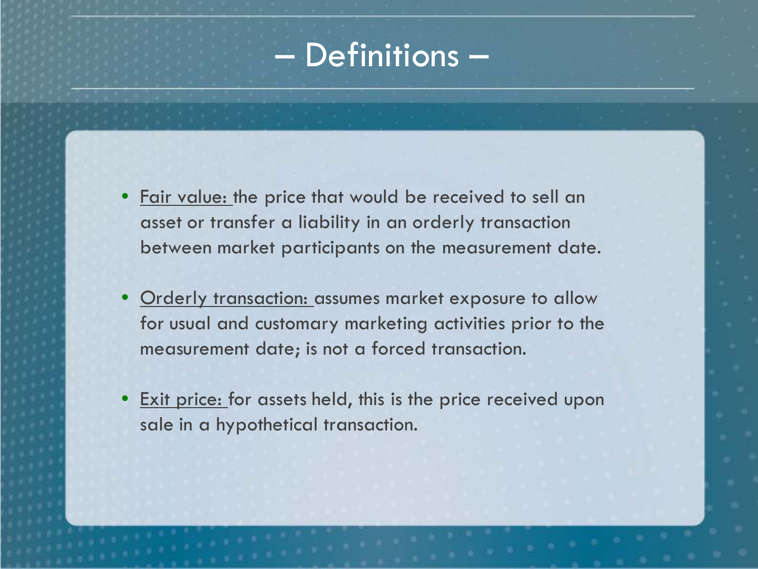# – Definitions –

- Fair value: the price that would be received to sell an asset or transfer a liability in an orderly transaction between market participants on the measurement date.

- Orderly transaction: assumes market exposure to allow for usual and customary marketing activities prior to the measurement date; is not a forced transaction.

- Exit price: for assets held, this is the price received upon sale in a hypothetical transaction.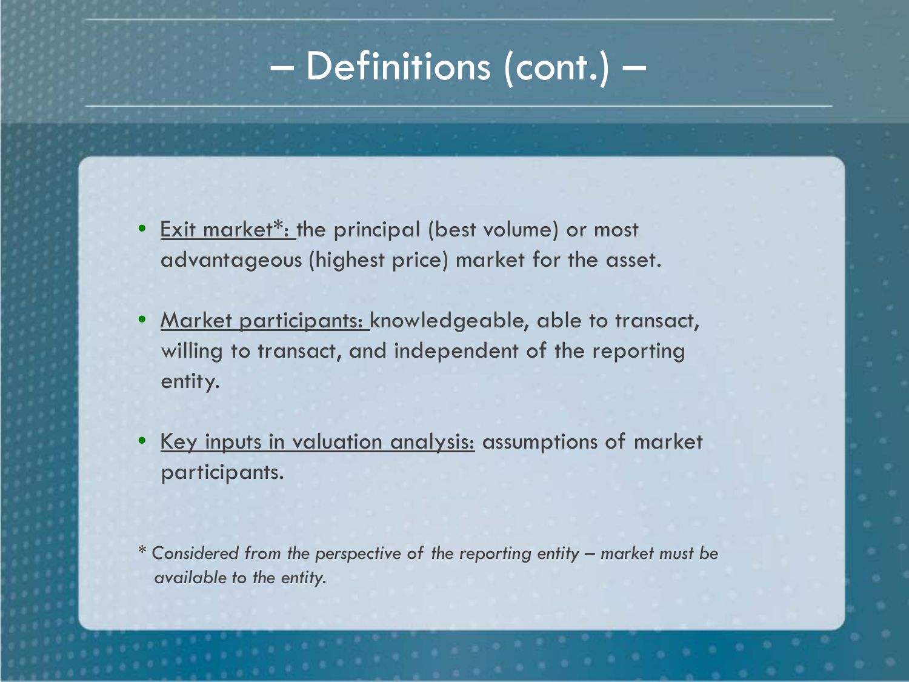# – Definitions (cont.) –

- Exit market*: the principal (best volume) or most advantageous (highest price) market for the asset.

- Market participants: knowledgeable, able to transact, willing to transact, and independent of the reporting entity.

- Key inputs in valuation analysis: assumptions of market participants.

*\* Considered from the perspective of the reporting entity – market must be available to the entity.*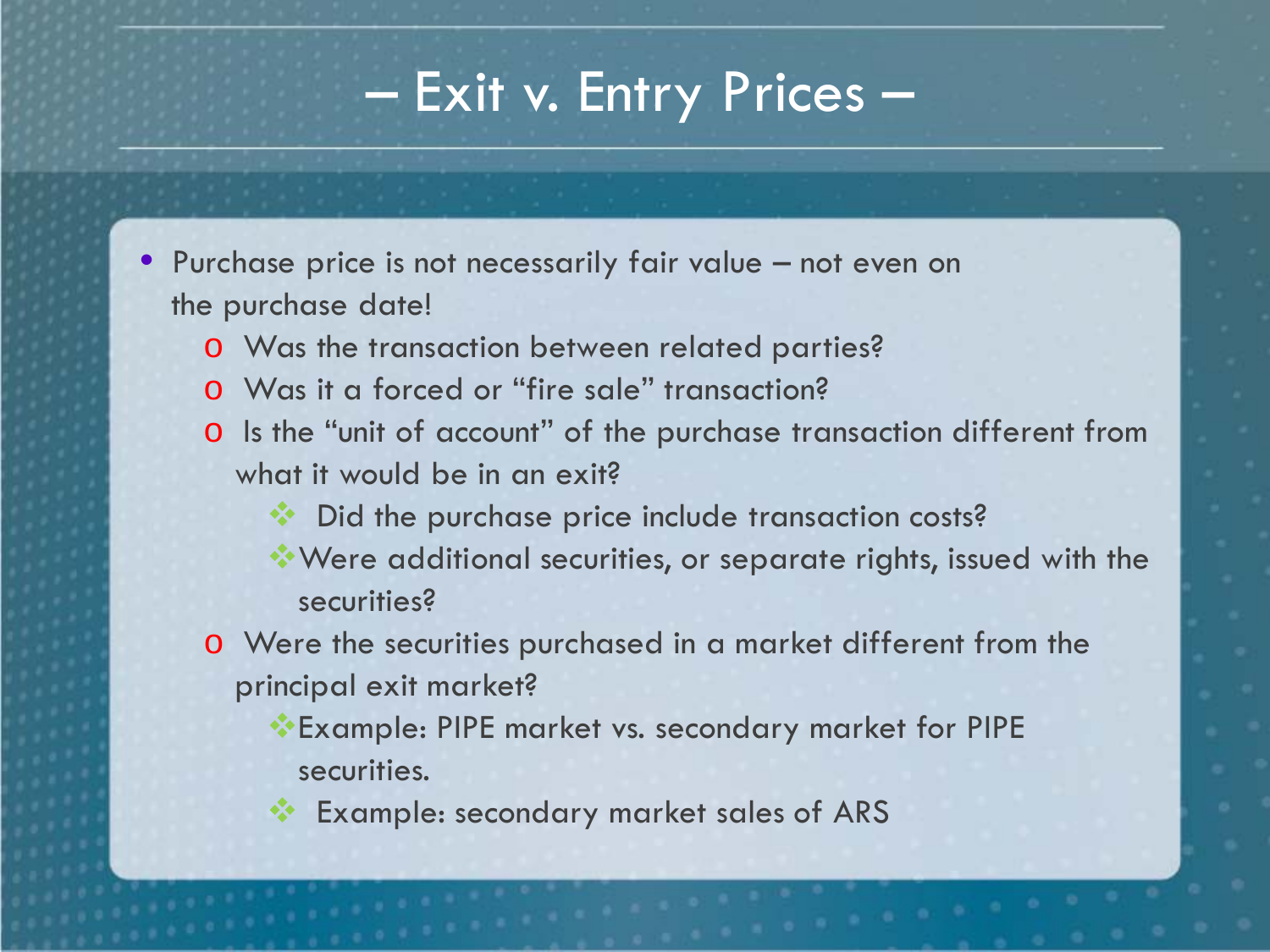# – Exit v. Entry Prices –

- Purchase price is not necessarily fair value – not even on the purchase date!
  - Was the transaction between related parties?
  - Was it a forced or "fire sale" transaction?
  - Is the "unit of account" of the purchase transaction different from what it would be in an exit?
    - Did the purchase price include transaction costs?
    - Were additional securities, or separate rights, issued with the securities?
  - Were the securities purchased in a market different from the principal exit market?
    - Example: PIPE market vs. secondary market for PIPE securities.
    - Example: secondary market sales of ARS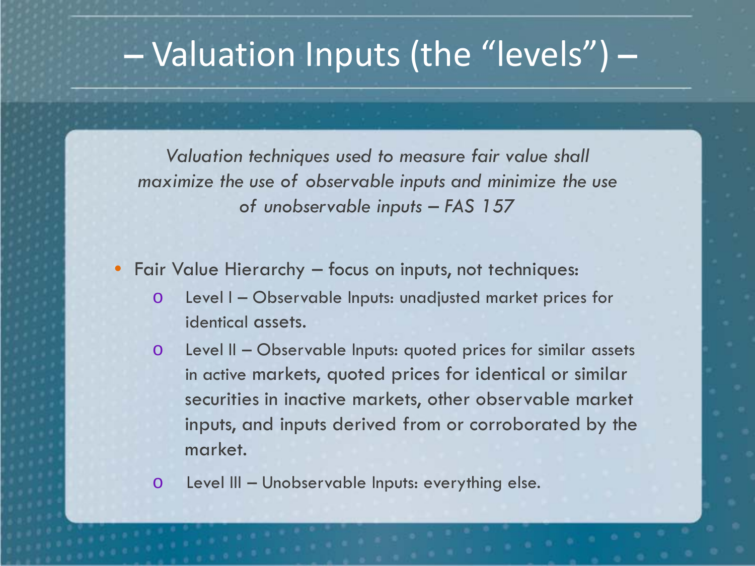# – Valuation Inputs (the "levels") –

*Valuation techniques used to measure fair value shall maximize the use of observable inputs and minimize the use of unobservable inputs – FAS 157*

- Fair Value Hierarchy – focus on inputs, not techniques:
  - Level I – Observable Inputs: unadjusted market prices for identical assets.
  - Level II – Observable Inputs: quoted prices for similar assets in active markets, quoted prices for identical or similar securities in inactive markets, other observable market inputs, and inputs derived from or corroborated by the market.
  - Level III – Unobservable Inputs: everything else.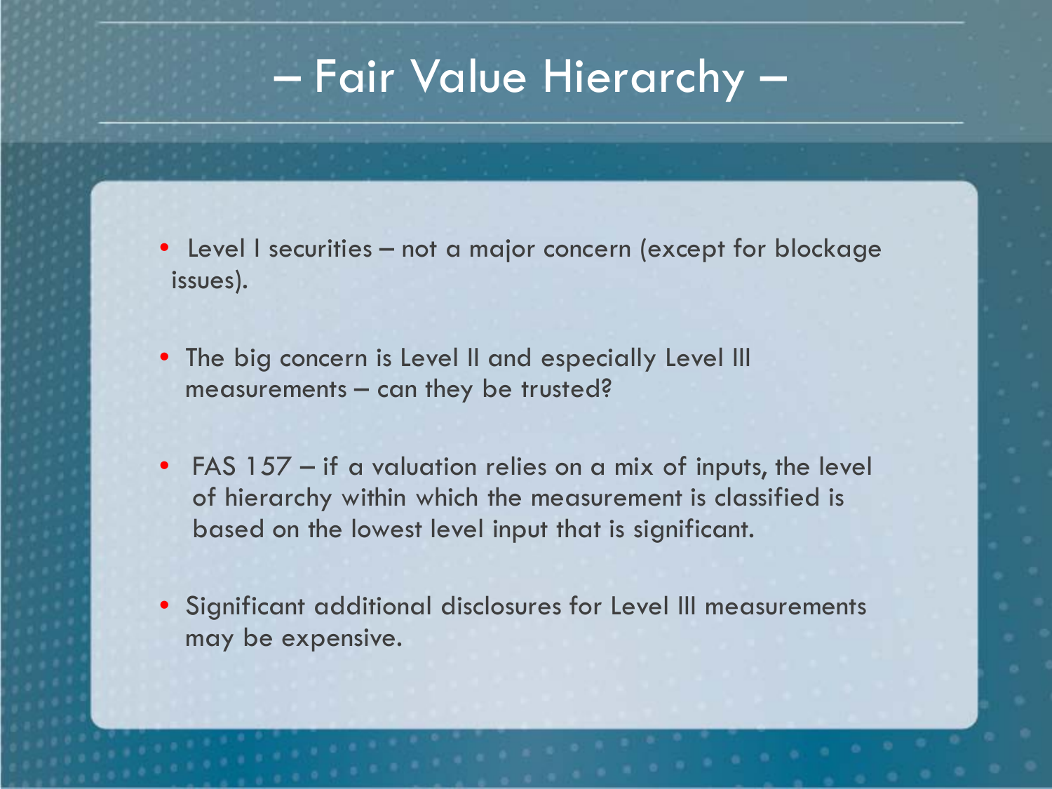# – Fair Value Hierarchy –

- Level I securities – not a major concern (except for blockage issues).
- The big concern is Level II and especially Level III measurements – can they be trusted?
- FAS 157 – if a valuation relies on a mix of inputs, the level of hierarchy within which the measurement is classified is based on the lowest level input that is significant.
- Significant additional disclosures for Level III measurements may be expensive.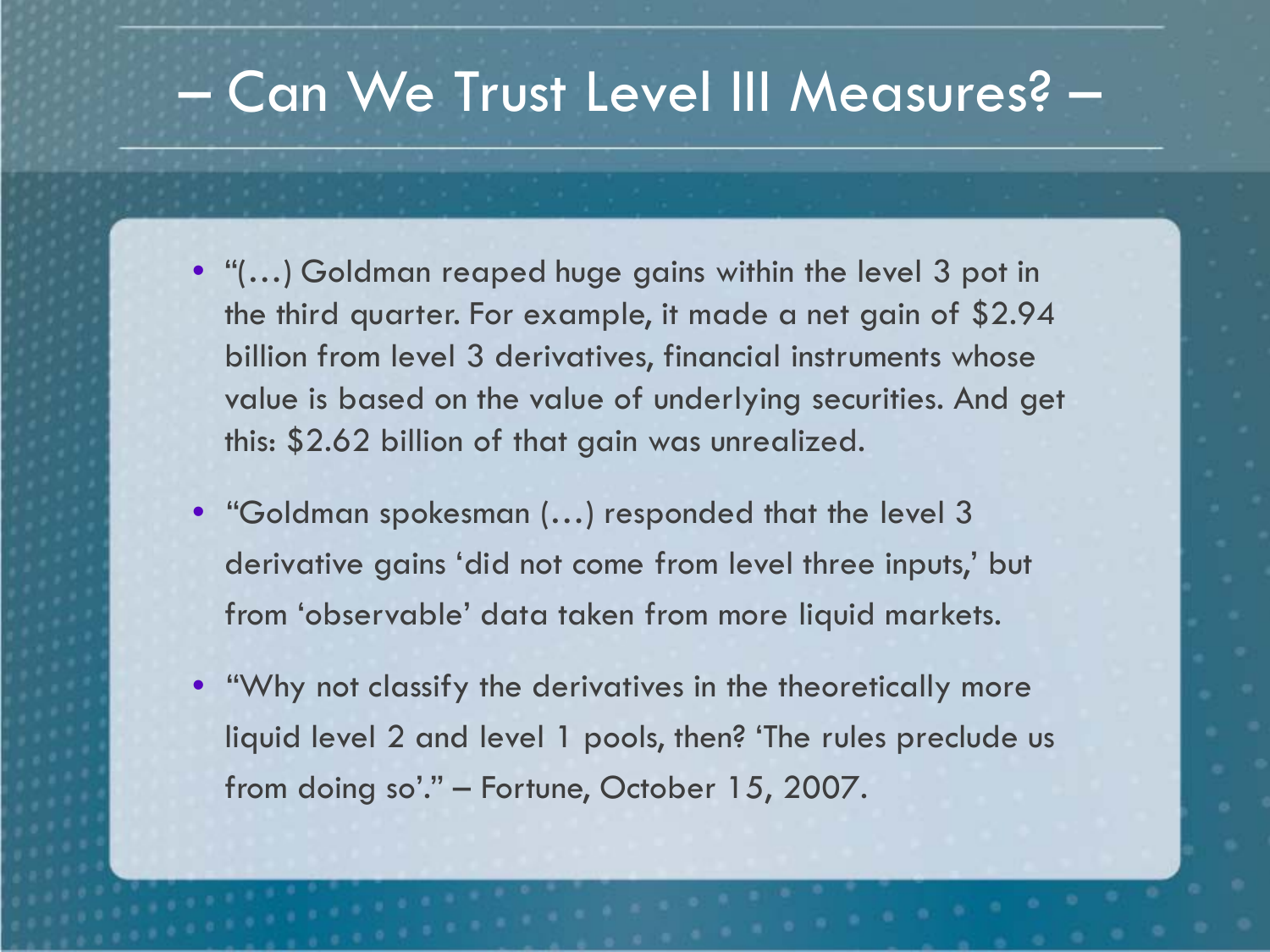# – Can We Trust Level III Measures? –

- "(…) Goldman reaped huge gains within the level 3 pot in the third quarter. For example, it made a net gain of $2.94 billion from level 3 derivatives, financial instruments whose value is based on the value of underlying securities. And get this: $2.62 billion of that gain was unrealized.
- "Goldman spokesman (…) responded that the level 3 derivative gains 'did not come from level three inputs,' but from 'observable' data taken from more liquid markets.
- "Why not classify the derivatives in the theoretically more liquid level 2 and level 1 pools, then? 'The rules preclude us from doing so'." – Fortune, October 15, 2007.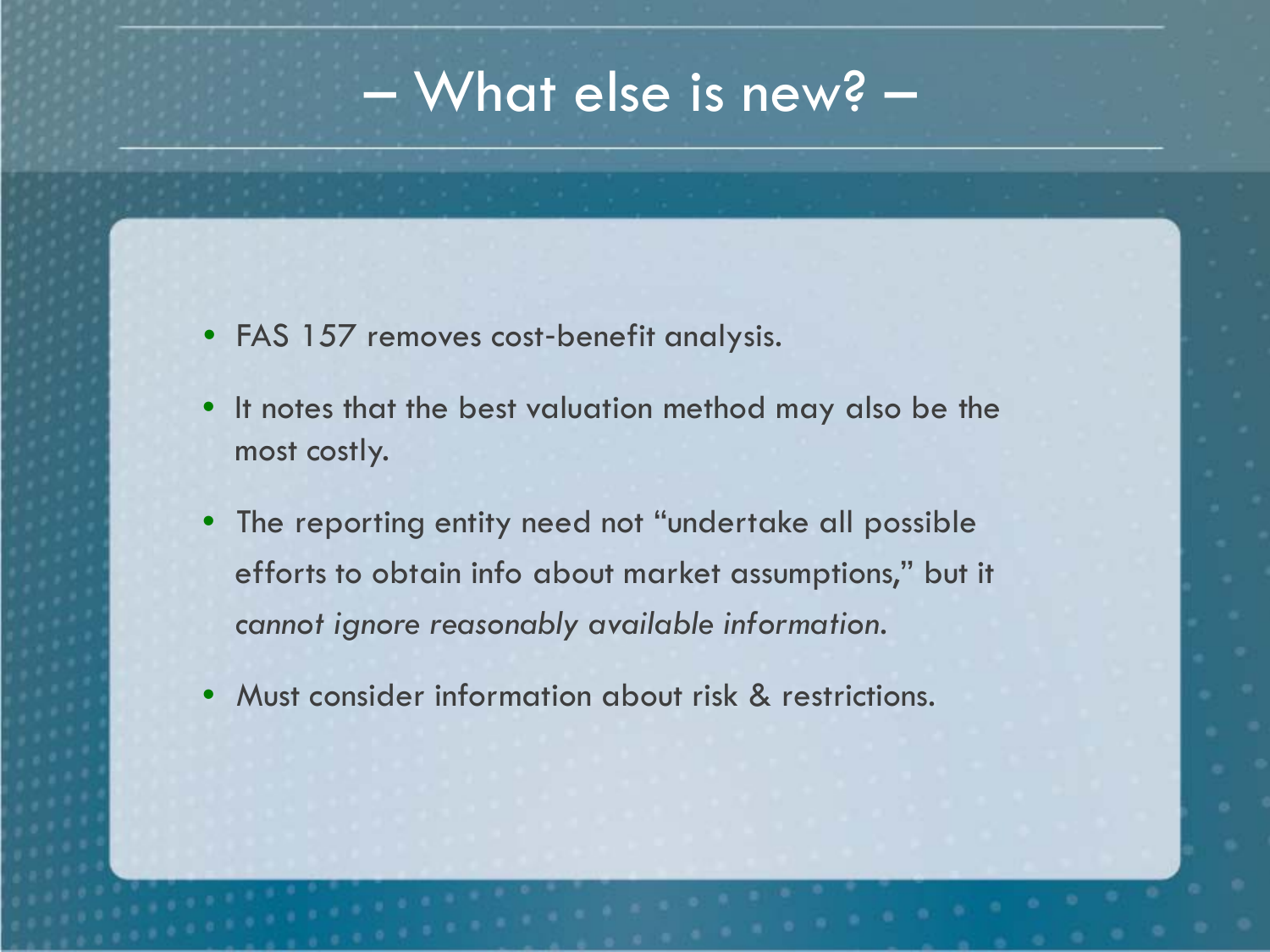# – What else is new? –

- FAS 157 removes cost-benefit analysis.
- It notes that the best valuation method may also be the most costly.
- The reporting entity need not "undertake all possible efforts to obtain info about market assumptions," but it *cannot ignore reasonably available information.*
- Must consider information about risk & restrictions.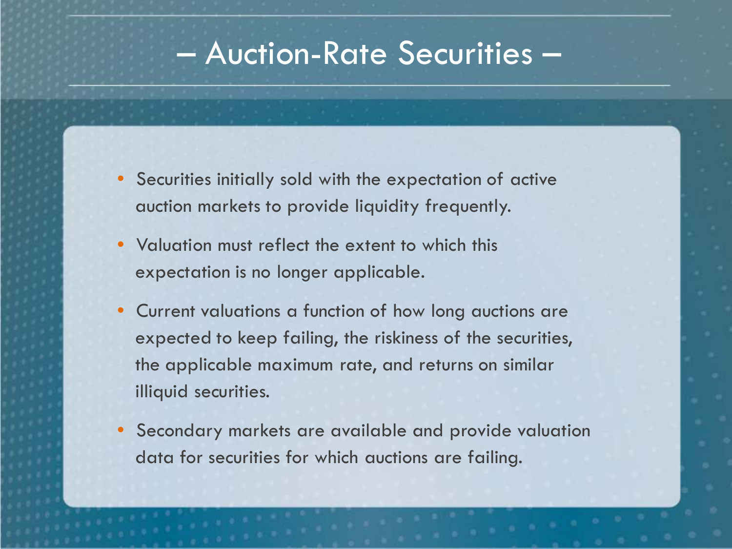# – Auction-Rate Securities –

- Securities initially sold with the expectation of active auction markets to provide liquidity frequently.
- Valuation must reflect the extent to which this expectation is no longer applicable.
- Current valuations a function of how long auctions are expected to keep failing, the riskiness of the securities, the applicable maximum rate, and returns on similar illiquid securities.
- Secondary markets are available and provide valuation data for securities for which auctions are failing.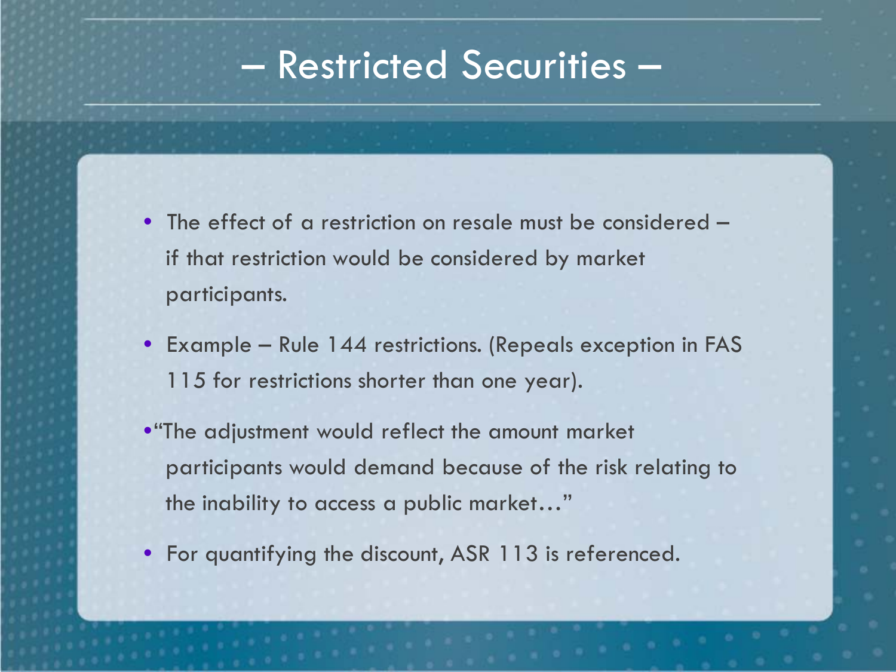# – Restricted Securities –

- The effect of a restriction on resale must be considered – if that restriction would be considered by market participants.
- Example – Rule 144 restrictions. (Repeals exception in FAS 115 for restrictions shorter than one year).
- "The adjustment would reflect the amount market participants would demand because of the risk relating to the inability to access a public market…"
- For quantifying the discount, ASR 113 is referenced.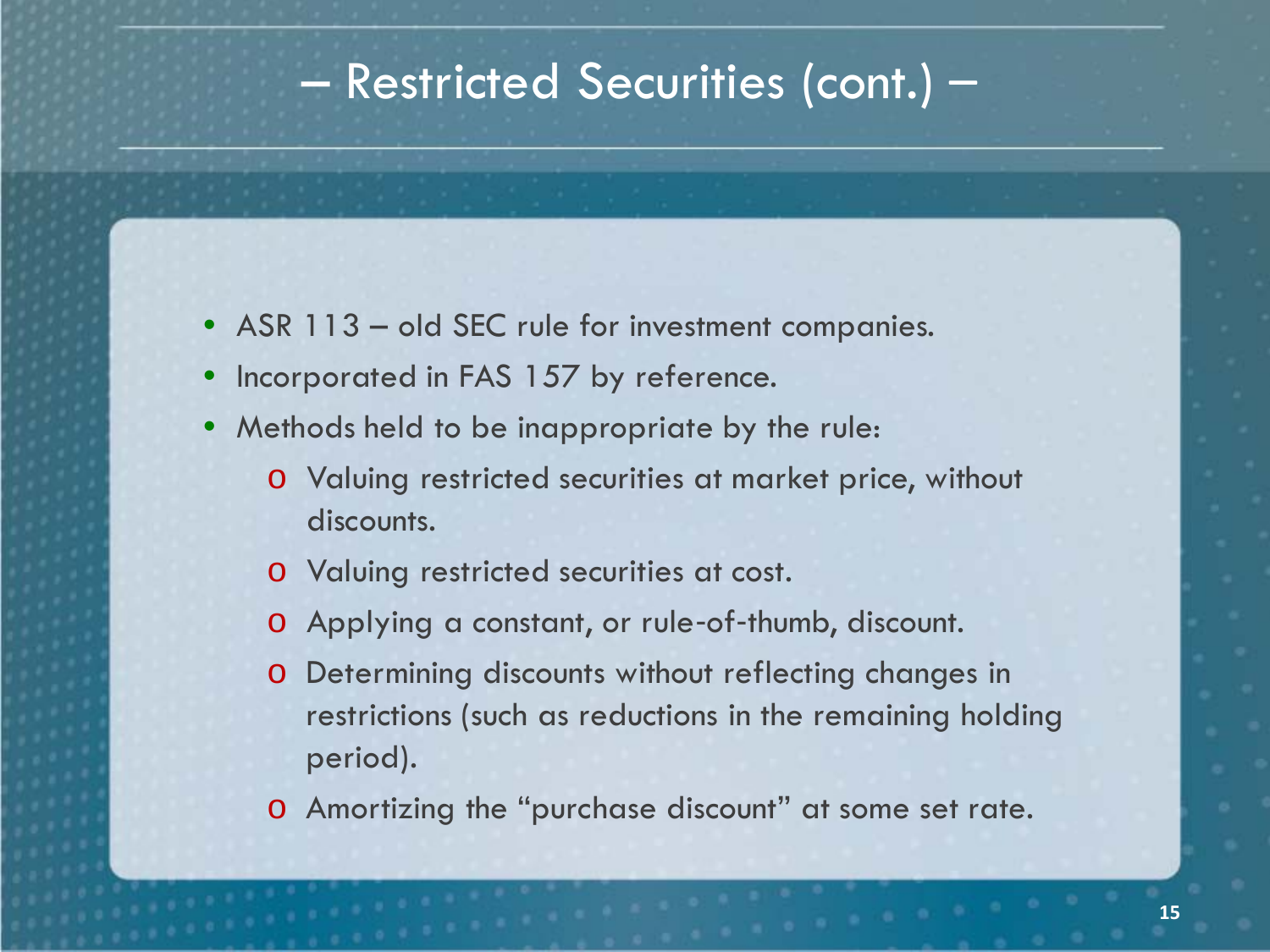# – Restricted Securities (cont.) –

- ASR 113 – old SEC rule for investment companies.
- Incorporated in FAS 157 by reference.
- Methods held to be inappropriate by the rule:
  - Valuing restricted securities at market price, without discounts.
  - Valuing restricted securities at cost.
  - Applying a constant, or rule-of-thumb, discount.
  - Determining discounts without reflecting changes in restrictions (such as reductions in the remaining holding period).
  - Amortizing the "purchase discount" at some set rate.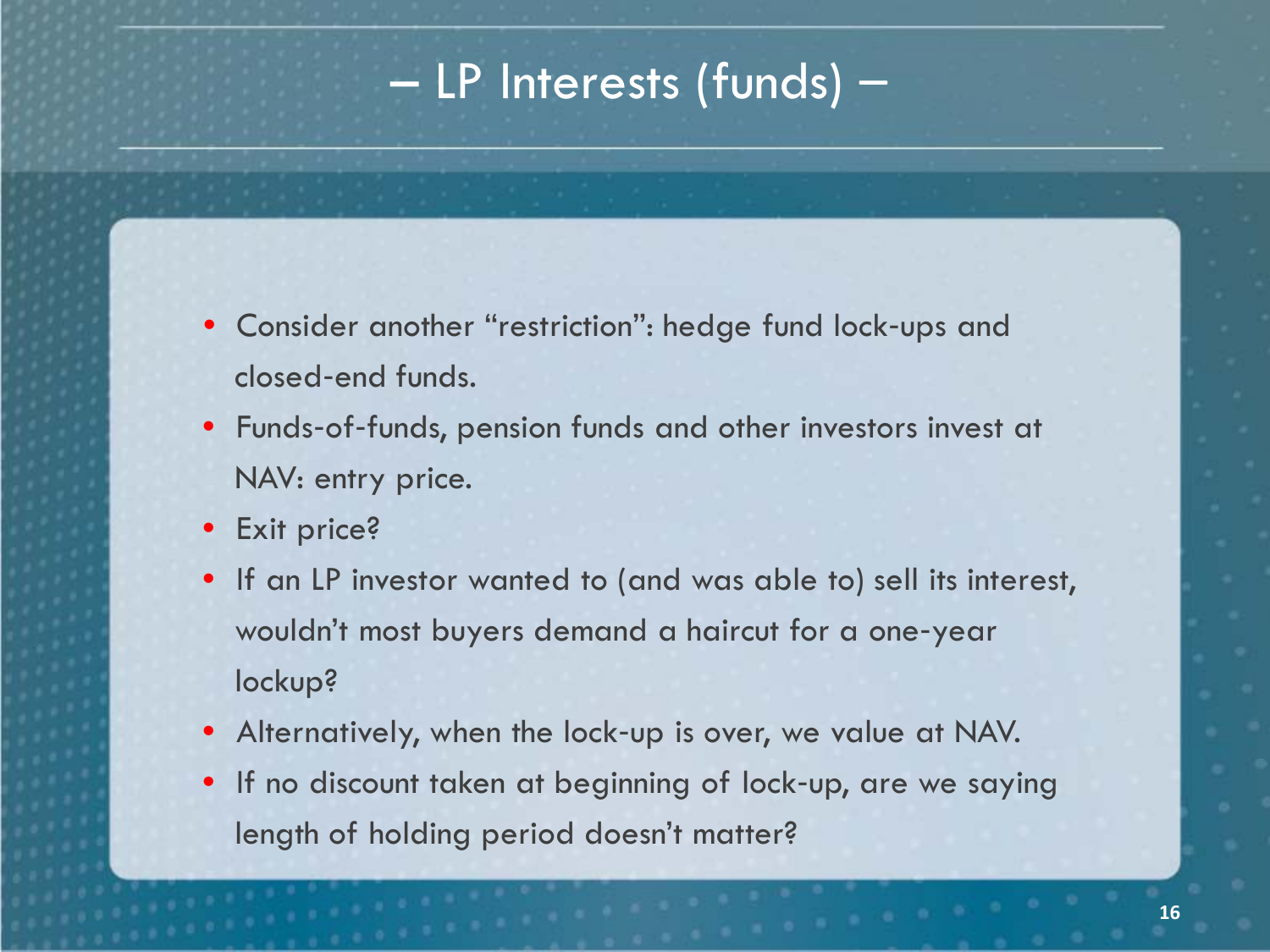# – LP Interests (funds) –

- Consider another "restriction": hedge fund lock-ups and closed-end funds.
- Funds-of-funds, pension funds and other investors invest at NAV: entry price.
- Exit price?
- If an LP investor wanted to (and was able to) sell its interest, wouldn't most buyers demand a haircut for a one-year lockup?
- Alternatively, when the lock-up is over, we value at NAV.
- If no discount taken at beginning of lock-up, are we saying length of holding period doesn't matter?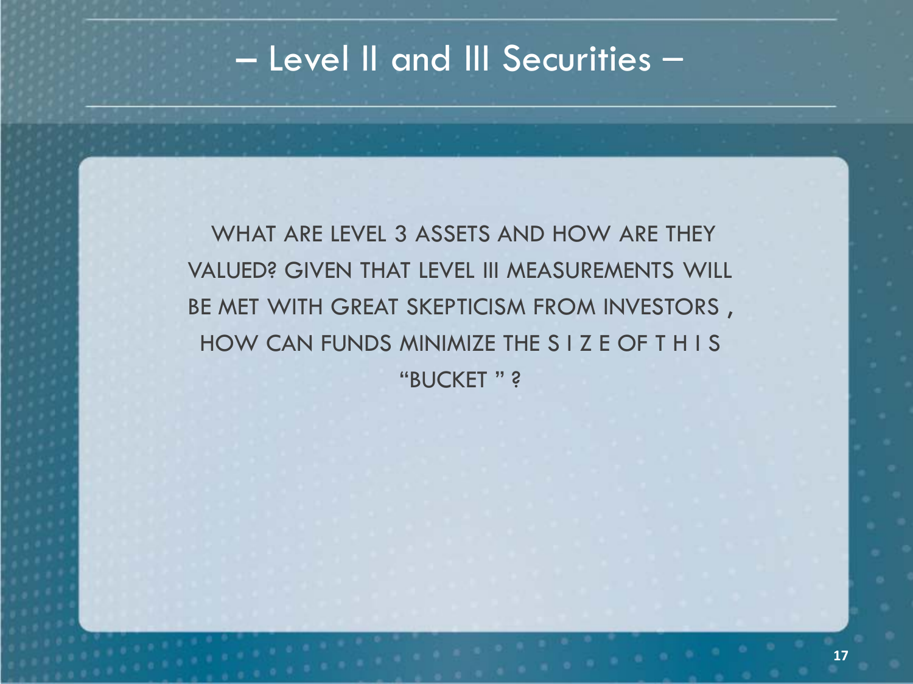# – Level II and III Securities –

WHAT ARE LEVEL 3 ASSETS AND HOW ARE THEY VALUED? GIVEN THAT LEVEL III MEASUREMENTS WILL BE MET WITH GREAT SKEPTICISM FROM INVESTORS , HOW CAN FUNDS MINIMIZE THE S I Z E OF T H I S "BUCKET " ?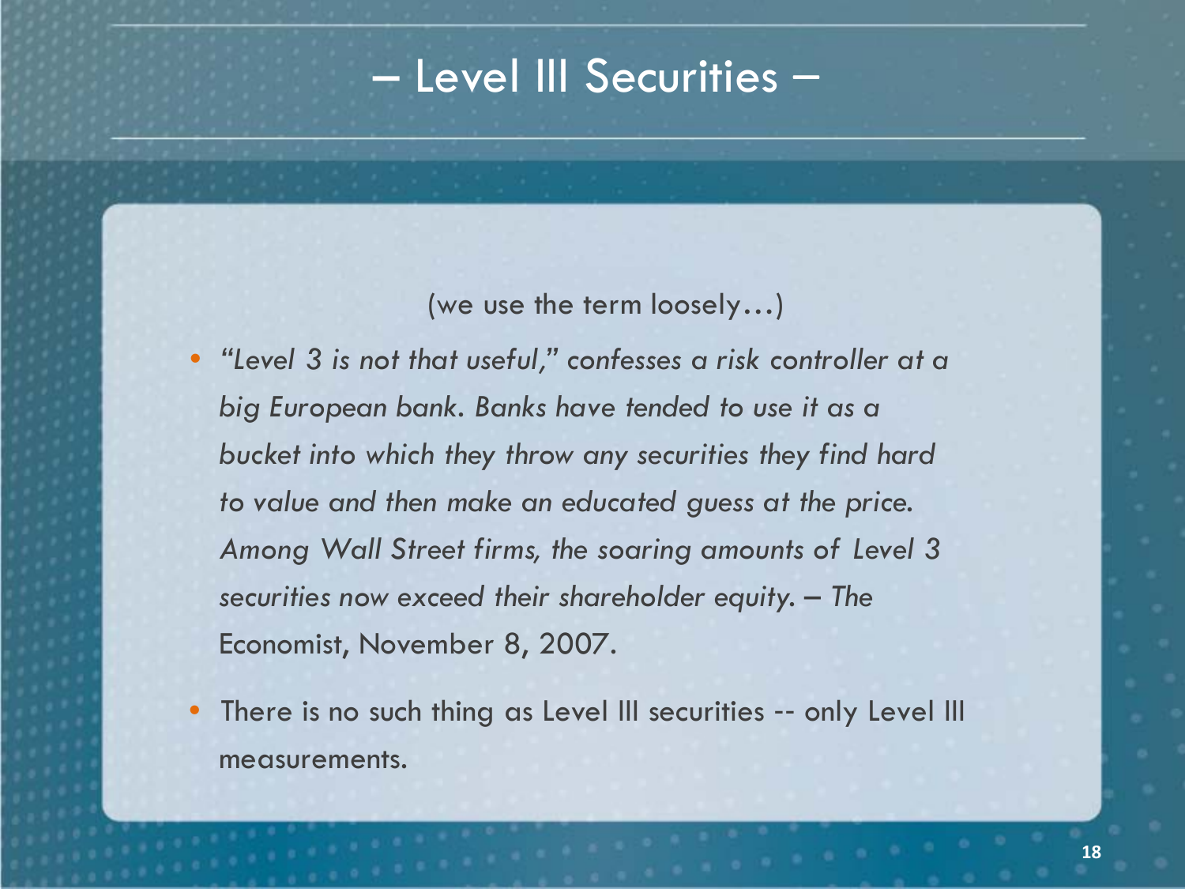# – Level III Securities –

(we use the term loosely…)

- *"Level 3 is not that useful," confesses a risk controller at a big European bank. Banks have tended to use it as a bucket into which they throw any securities they find hard to value and then make an educated guess at the price. Among Wall Street firms, the soaring amounts of Level 3 securities now exceed their shareholder equity. – The* Economist, November 8, 2007.
- There is no such thing as Level III securities -- only Level III measurements.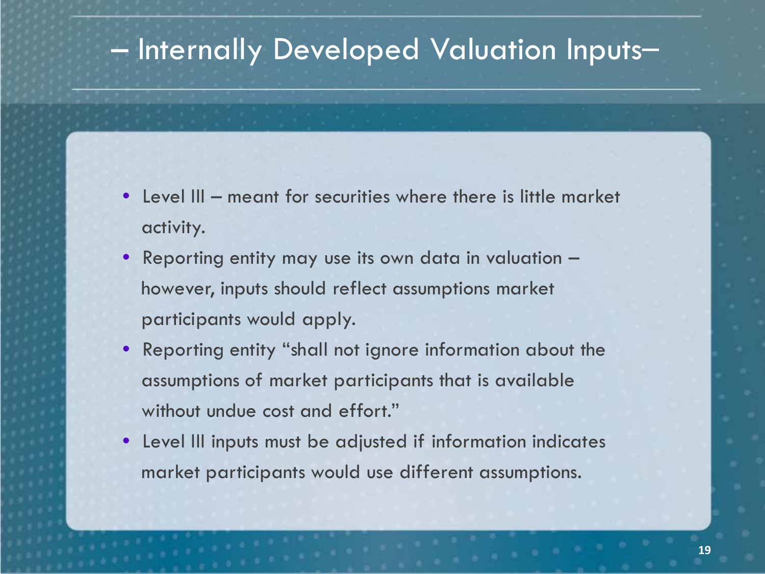# – Internally Developed Valuation Inputs–

- Level III – meant for securities where there is little market activity.
- Reporting entity may use its own data in valuation – however, inputs should reflect assumptions market participants would apply.
- Reporting entity "shall not ignore information about the assumptions of market participants that is available without undue cost and effort."
- Level III inputs must be adjusted if information indicates market participants would use different assumptions.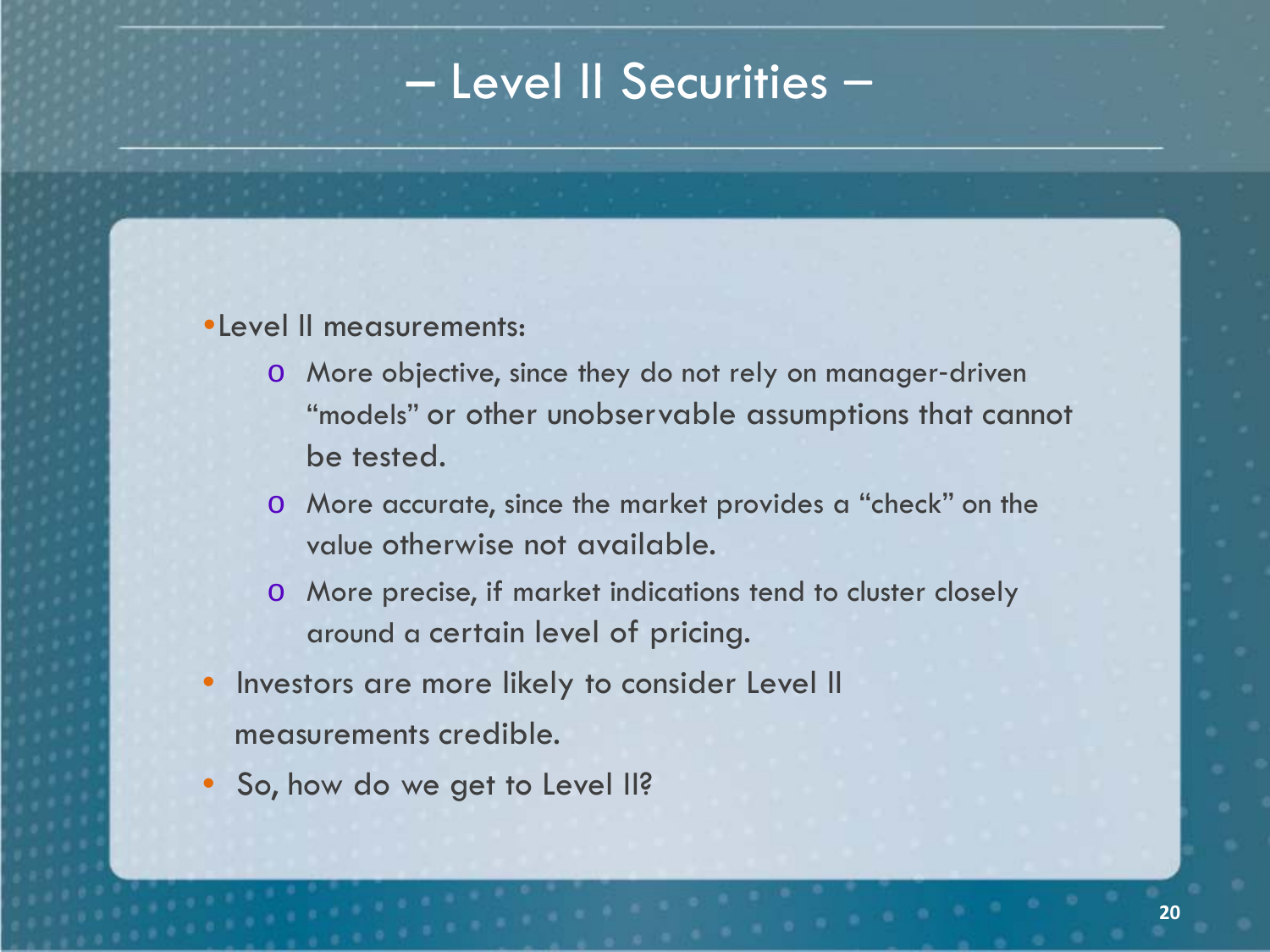# – Level II Securities –

- Level II measurements:
  - More objective, since they do not rely on manager-driven "models" or other unobservable assumptions that cannot be tested.
  - More accurate, since the market provides a "check" on the value otherwise not available.
  - More precise, if market indications tend to cluster closely around a certain level of pricing.
- Investors are more likely to consider Level II measurements credible.
- So, how do we get to Level II?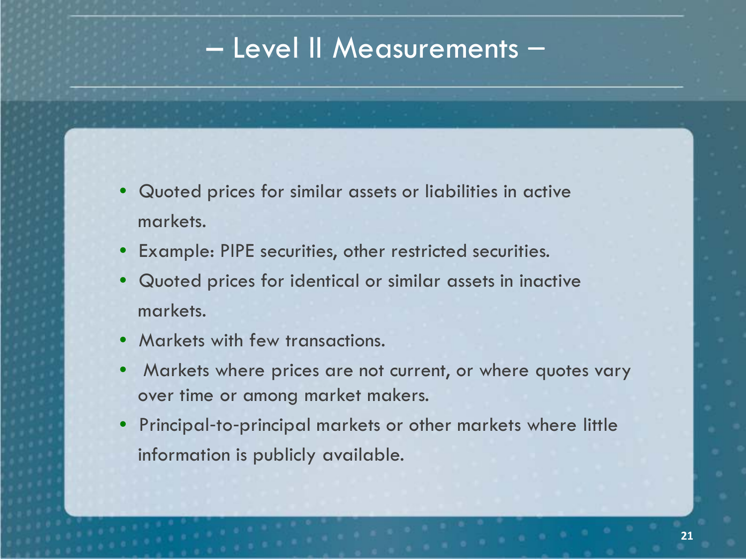# – Level II Measurements –

- Quoted prices for similar assets or liabilities in active markets.
- Example: PIPE securities, other restricted securities.
- Quoted prices for identical or similar assets in inactive markets.
- Markets with few transactions.
- Markets where prices are not current, or where quotes vary over time or among market makers.
- Principal-to-principal markets or other markets where little information is publicly available.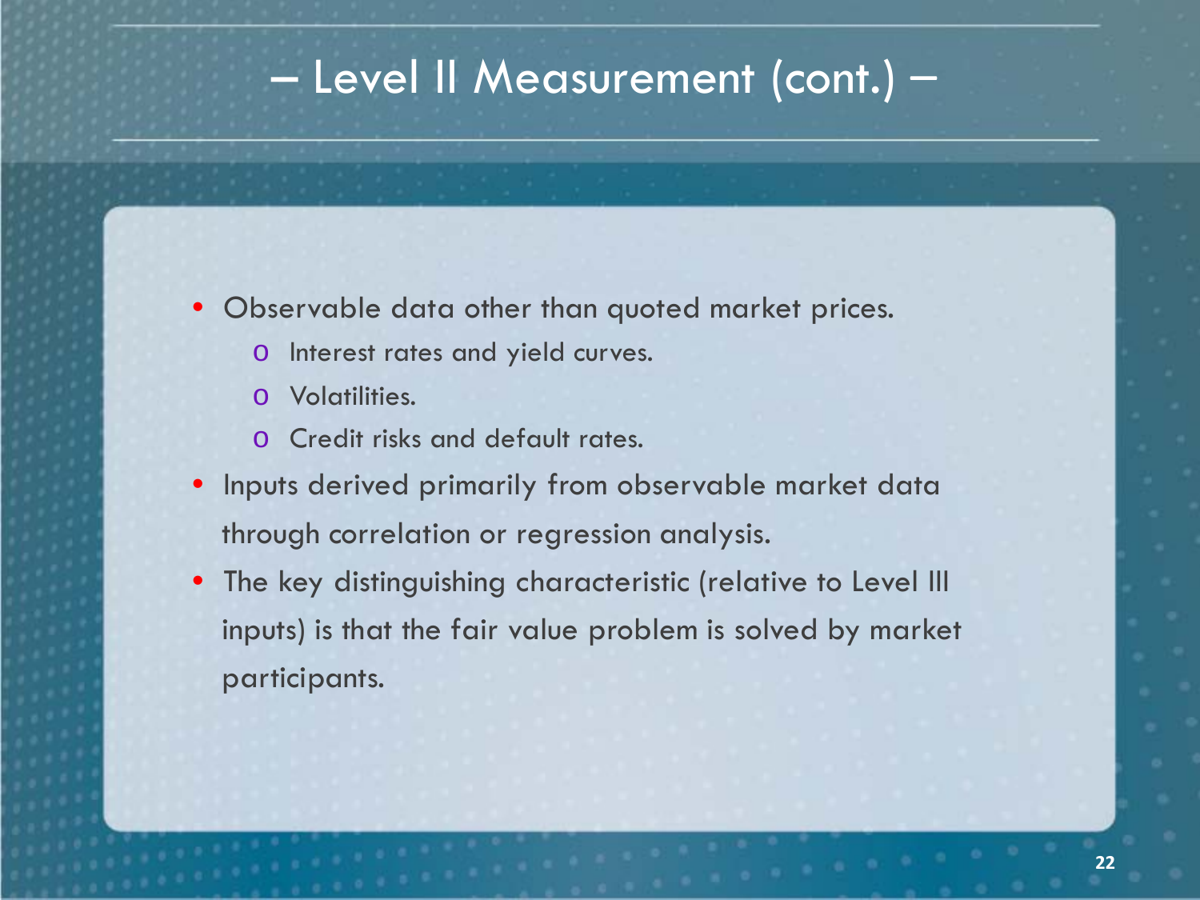# – Level II Measurement (cont.) –

- Observable data other than quoted market prices.
  - Interest rates and yield curves.
  - Volatilities.
  - Credit risks and default rates.
- Inputs derived primarily from observable market data through correlation or regression analysis.
- The key distinguishing characteristic (relative to Level III inputs) is that the fair value problem is solved by market participants.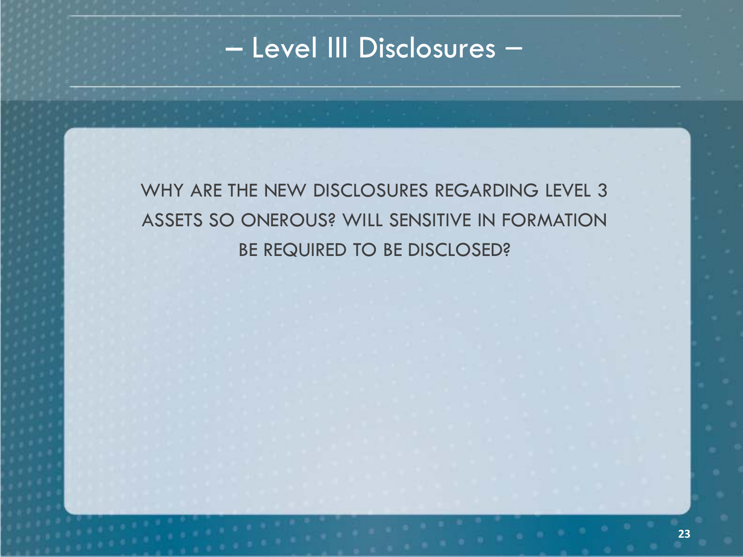# – Level III Disclosures –

WHY ARE THE NEW DISCLOSURES REGARDING LEVEL 3 ASSETS SO ONEROUS? WILL SENSITIVE IN FORMATION BE REQUIRED TO BE DISCLOSED?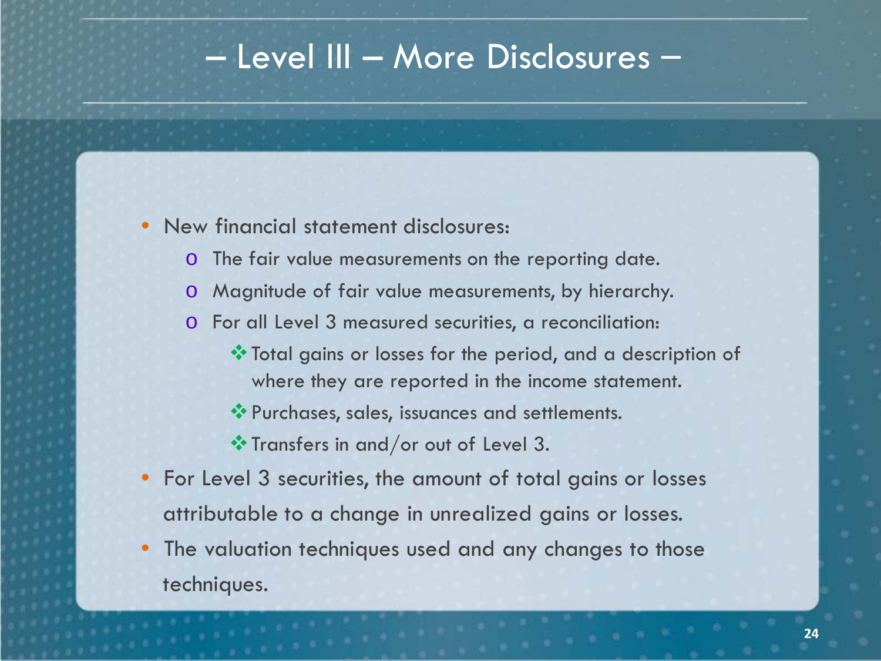# – Level III – More Disclosures –

- New financial statement disclosures:
  - The fair value measurements on the reporting date.
  - Magnitude of fair value measurements, by hierarchy.
  - For all Level 3 measured securities, a reconciliation:
    - Total gains or losses for the period, and a description of where they are reported in the income statement.
    - Purchases, sales, issuances and settlements.
    - Transfers in and/or out of Level 3.
- For Level 3 securities, the amount of total gains or losses attributable to a change in unrealized gains or losses.
- The valuation techniques used and any changes to those techniques.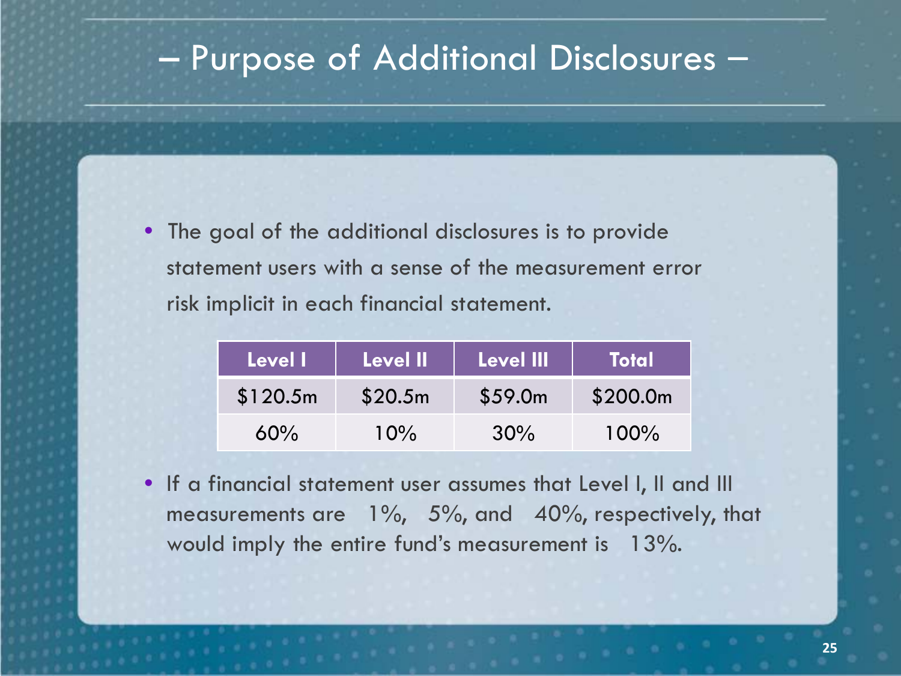# – Purpose of Additional Disclosures –

- The goal of the additional disclosures is to provide statement users with a sense of the measurement error risk implicit in each financial statement.

| Level I | Level II | Level III | Total |
|---|---|---|---|
| $120.5m | $20.5m | $59.0m | $200.0m |
| 60% | 10% | 30% | 100% |

- If a financial statement user assumes that Level I, II and III measurements are 1%, 5%, and 40%, respectively, that would imply the entire fund's measurement is 13%.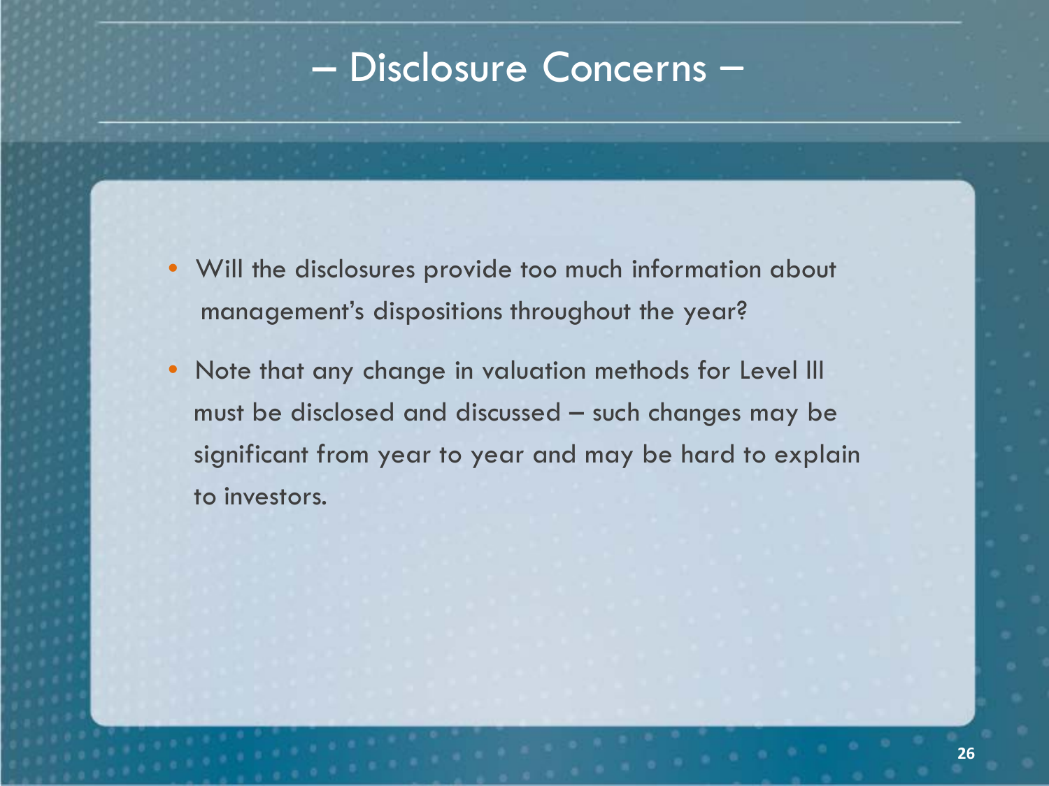# – Disclosure Concerns –

- Will the disclosures provide too much information about management's dispositions throughout the year?
- Note that any change in valuation methods for Level III must be disclosed and discussed – such changes may be significant from year to year and may be hard to explain to investors.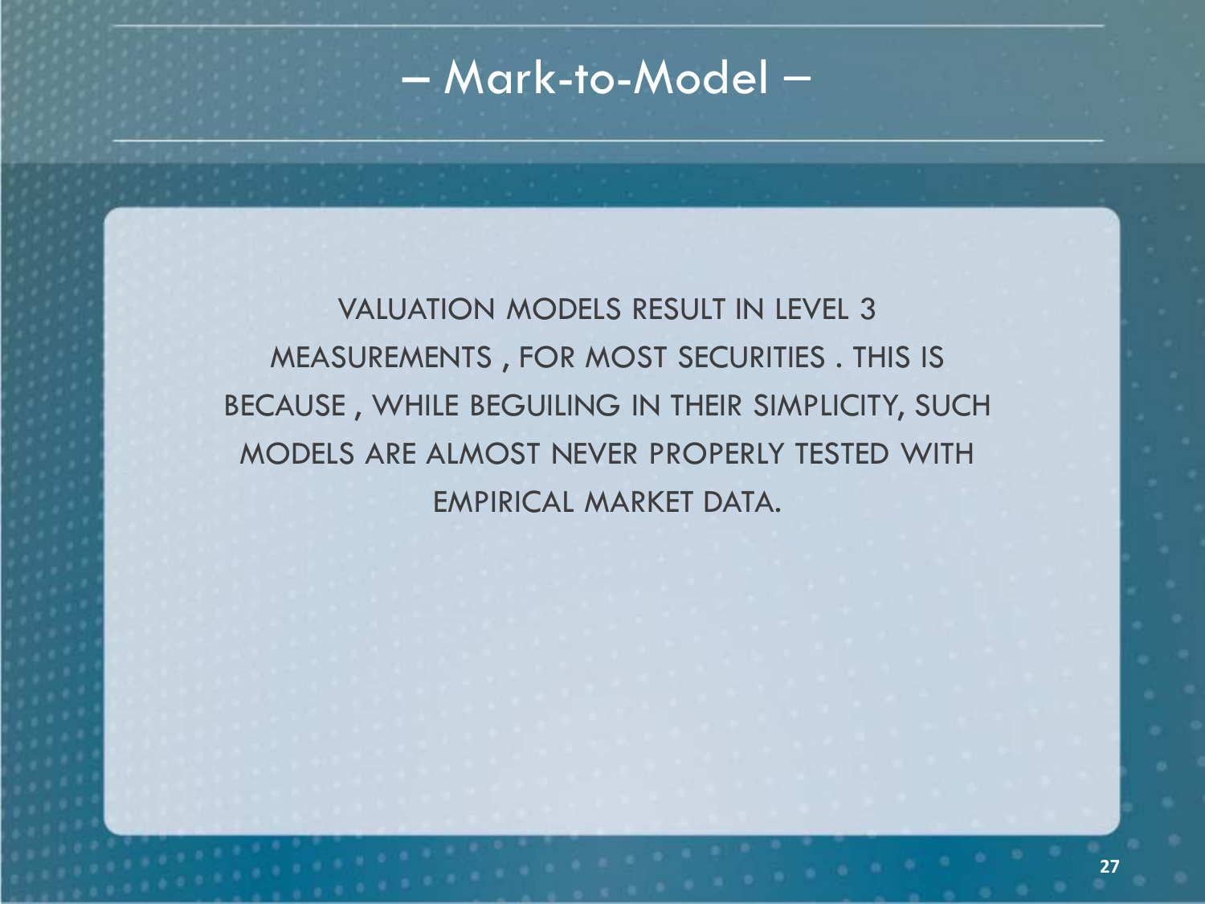# – Mark-to-Model –

VALUATION MODELS RESULT IN LEVEL 3 MEASUREMENTS , FOR MOST SECURITIES . THIS IS BECAUSE , WHILE BEGUILING IN THEIR SIMPLICITY, SUCH MODELS ARE ALMOST NEVER PROPERLY TESTED WITH EMPIRICAL MARKET DATA.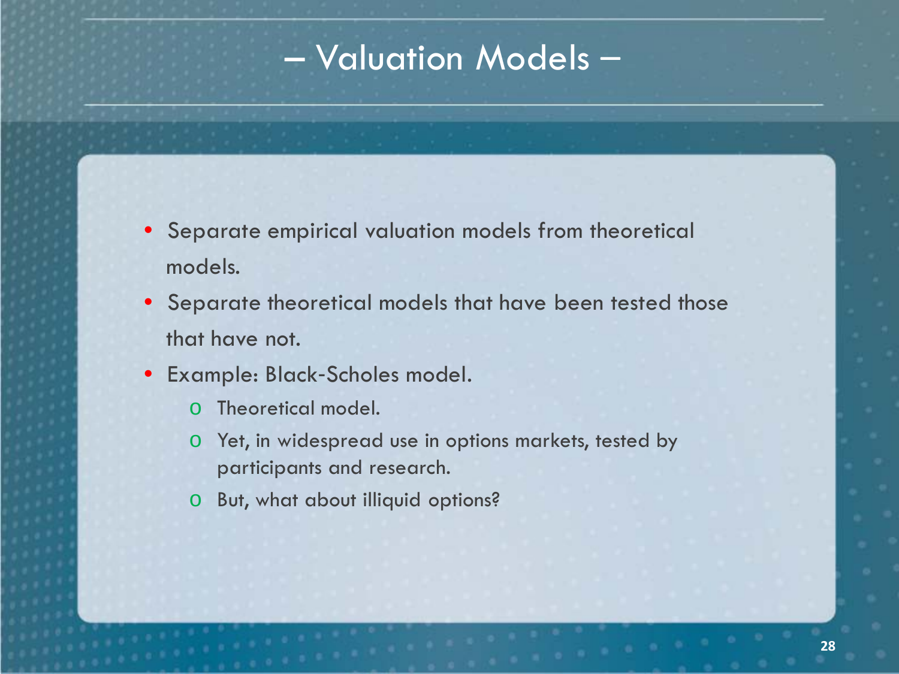# – Valuation Models –

- Separate empirical valuation models from theoretical models.
- Separate theoretical models that have been tested those that have not.
- Example: Black-Scholes model.
  - Theoretical model.
  - Yet, in widespread use in options markets, tested by participants and research.
  - But, what about illiquid options?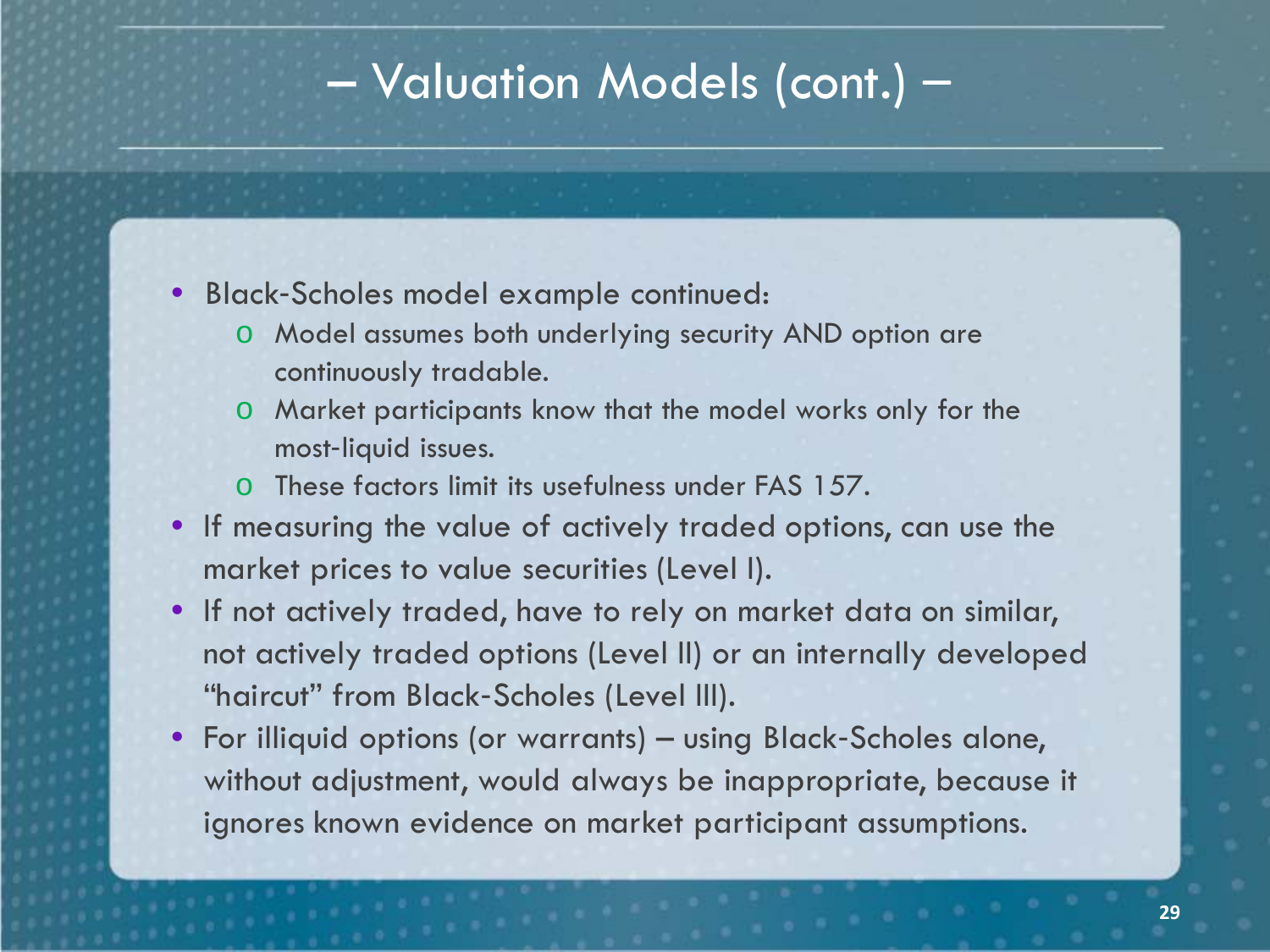# – Valuation Models (cont.) –

- Black-Scholes model example continued:
  - Model assumes both underlying security AND option are continuously tradable.
  - Market participants know that the model works only for the most-liquid issues.
  - These factors limit its usefulness under FAS 157.
- If measuring the value of actively traded options, can use the market prices to value securities (Level I).
- If not actively traded, have to rely on market data on similar, not actively traded options (Level II) or an internally developed "haircut" from Black-Scholes (Level III).
- For illiquid options (or warrants) – using Black-Scholes alone, without adjustment, would always be inappropriate, because it ignores known evidence on market participant assumptions.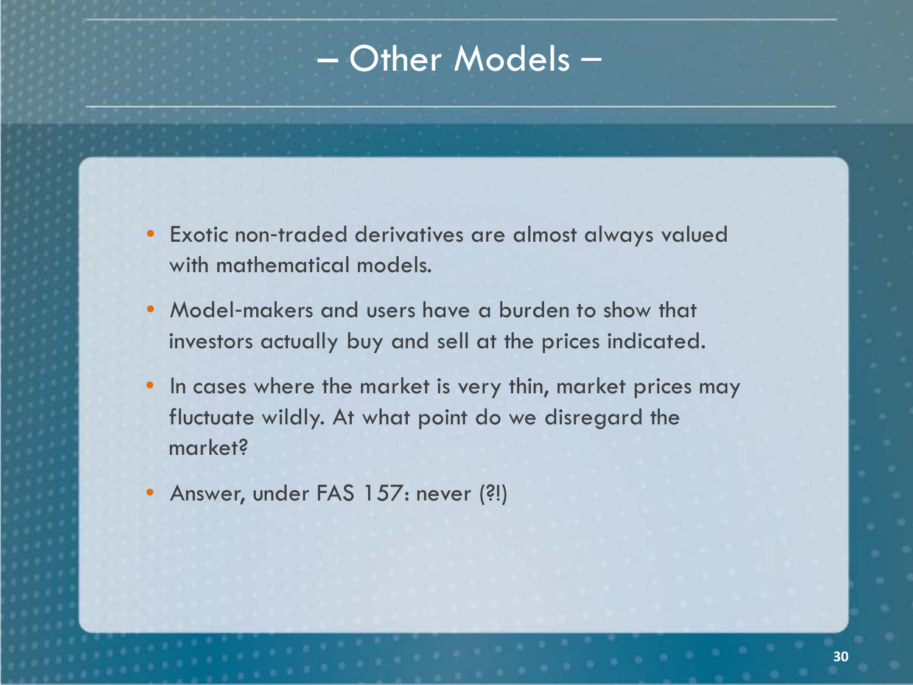# – Other Models –

- Exotic non-traded derivatives are almost always valued with mathematical models.
- Model-makers and users have a burden to show that investors actually buy and sell at the prices indicated.
- In cases where the market is very thin, market prices may fluctuate wildly. At what point do we disregard the market?
- Answer, under FAS 157: never (?!)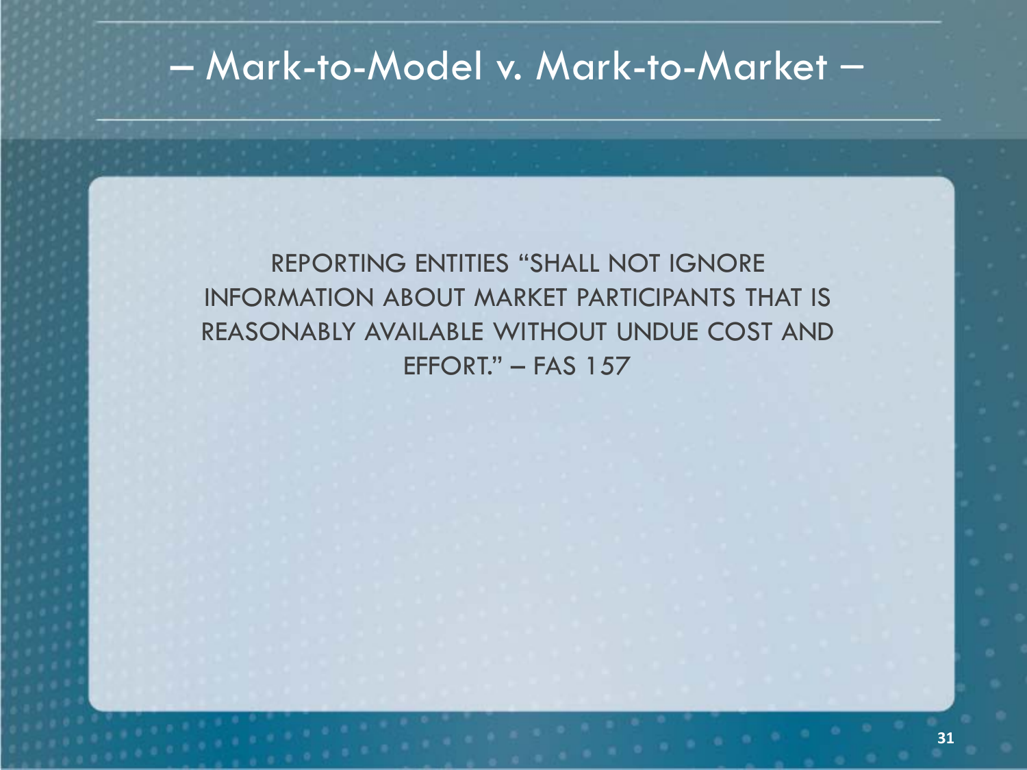# – Mark-to-Model v. Mark-to-Market –

REPORTING ENTITIES "SHALL NOT IGNORE INFORMATION ABOUT MARKET PARTICIPANTS THAT IS REASONABLY AVAILABLE WITHOUT UNDUE COST AND EFFORT." – FAS 157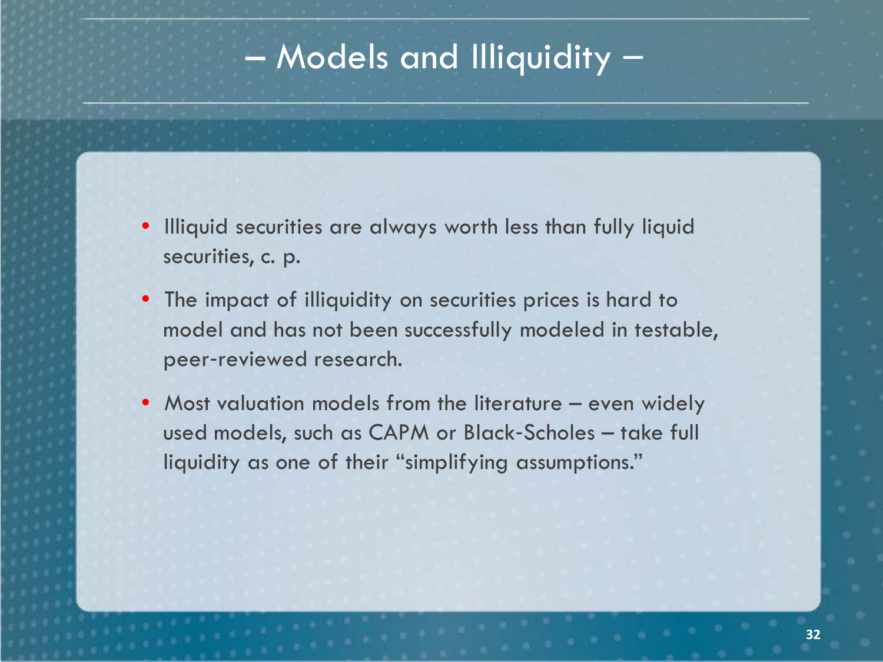# – Models and Illiquidity –

- Illiquid securities are always worth less than fully liquid securities, c. p.
- The impact of illiquidity on securities prices is hard to model and has not been successfully modeled in testable, peer-reviewed research.
- Most valuation models from the literature – even widely used models, such as CAPM or Black-Scholes – take full liquidity as one of their "simplifying assumptions."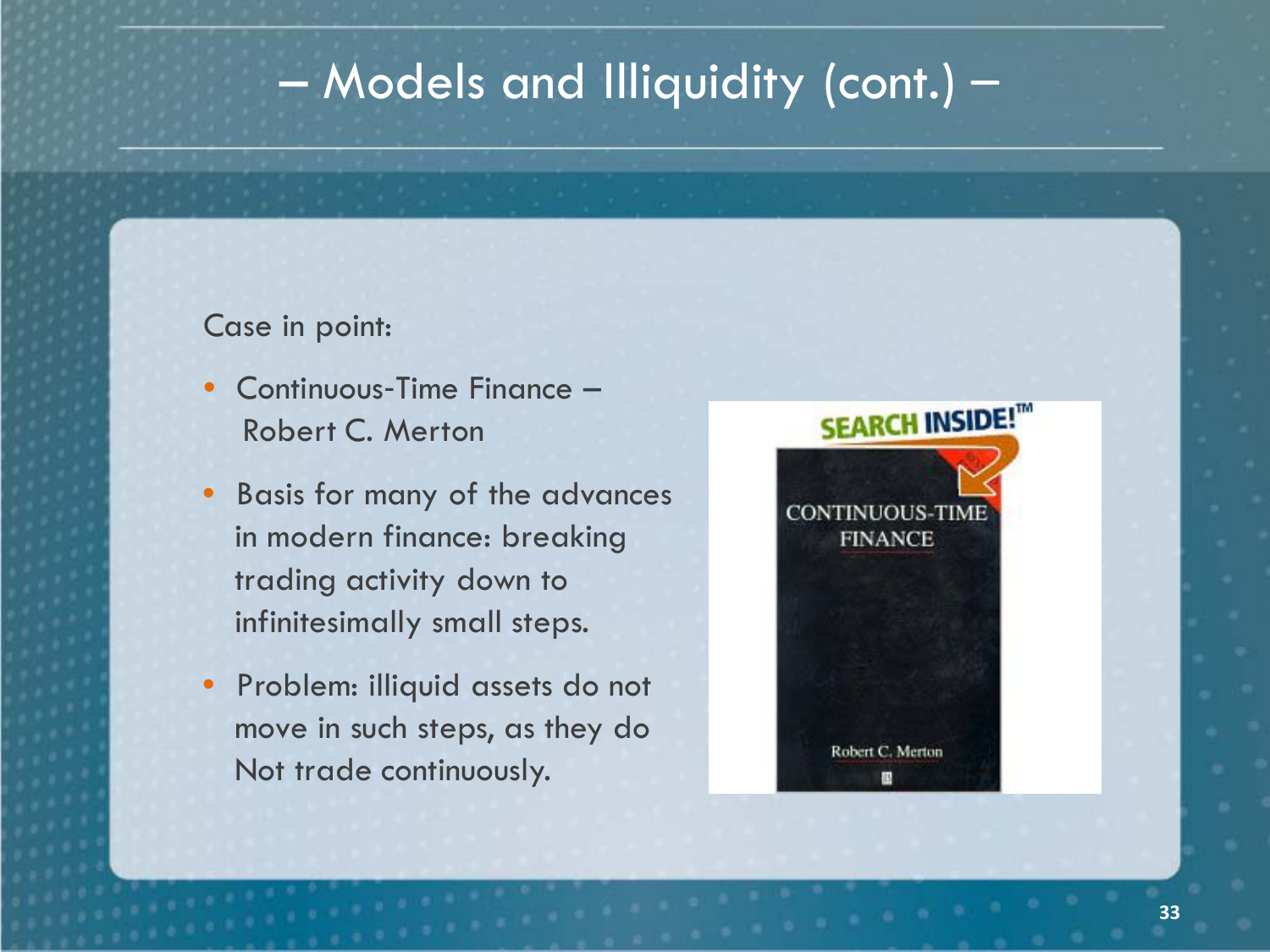# – Models and Illiquidity (cont.) –

Case in point:

- Continuous-Time Finance – Robert C. Merton
- Basis for many of the advances in modern finance: breaking trading activity down to infinitesimally small steps.
- Problem: illiquid assets do not move in such steps, as they do Not trade continuously.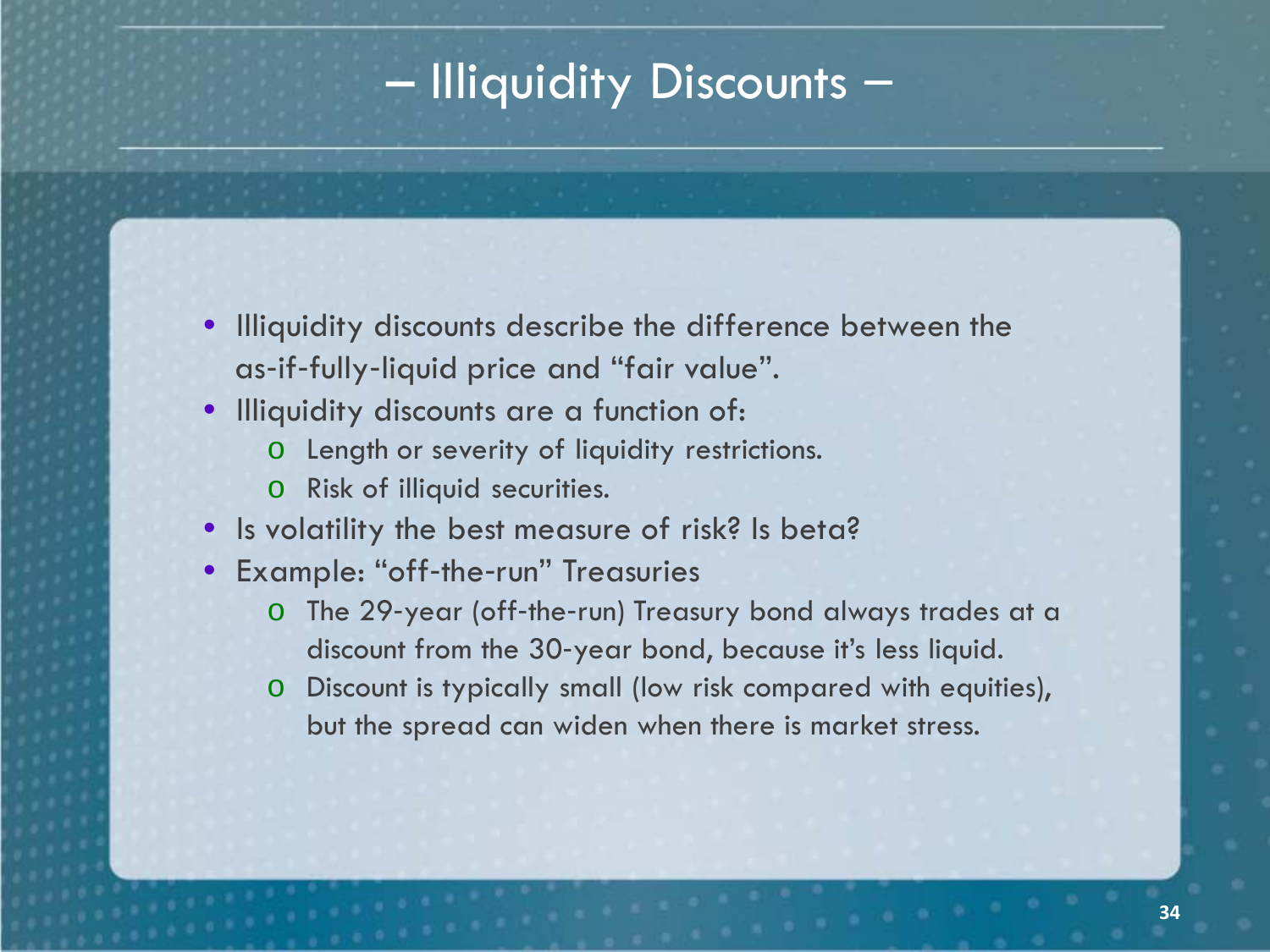# – Illiquidity Discounts –

- Illiquidity discounts describe the difference between the as-if-fully-liquid price and "fair value".
- Illiquidity discounts are a function of:
  - Length or severity of liquidity restrictions.
  - Risk of illiquid securities.
- Is volatility the best measure of risk? Is beta?
- Example: "off-the-run" Treasuries
  - The 29-year (off-the-run) Treasury bond always trades at a discount from the 30-year bond, because it's less liquid.
  - Discount is typically small (low risk compared with equities), but the spread can widen when there is market stress.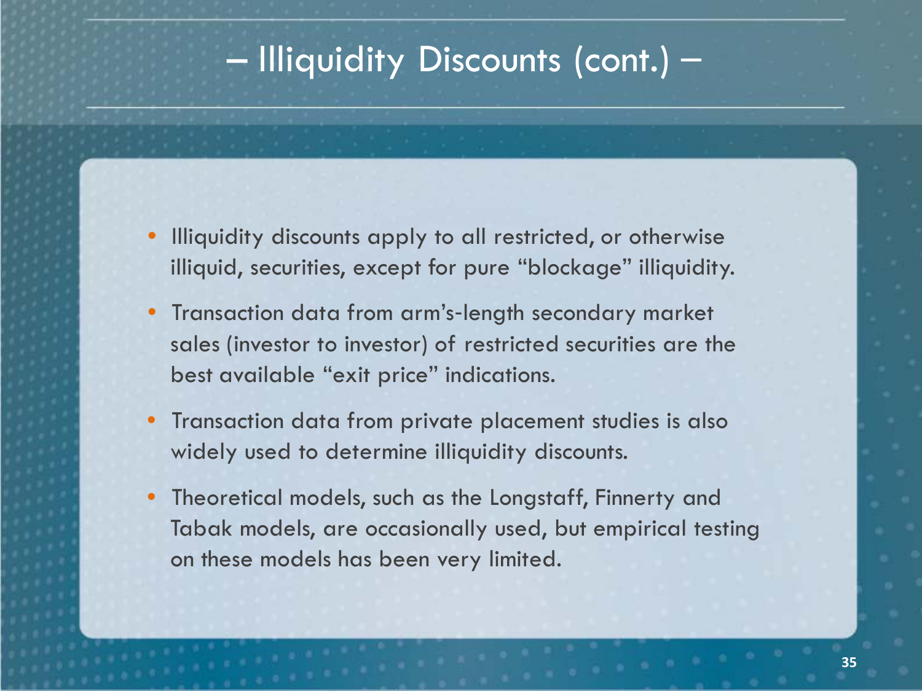# – Illiquidity Discounts (cont.) –

- Illiquidity discounts apply to all restricted, or otherwise illiquid, securities, except for pure “blockage” illiquidity.
- Transaction data from arm’s-length secondary market sales (investor to investor) of restricted securities are the best available “exit price” indications.
- Transaction data from private placement studies is also widely used to determine illiquidity discounts.
- Theoretical models, such as the Longstaff, Finnerty and Tabak models, are occasionally used, but empirical testing on these models has been very limited.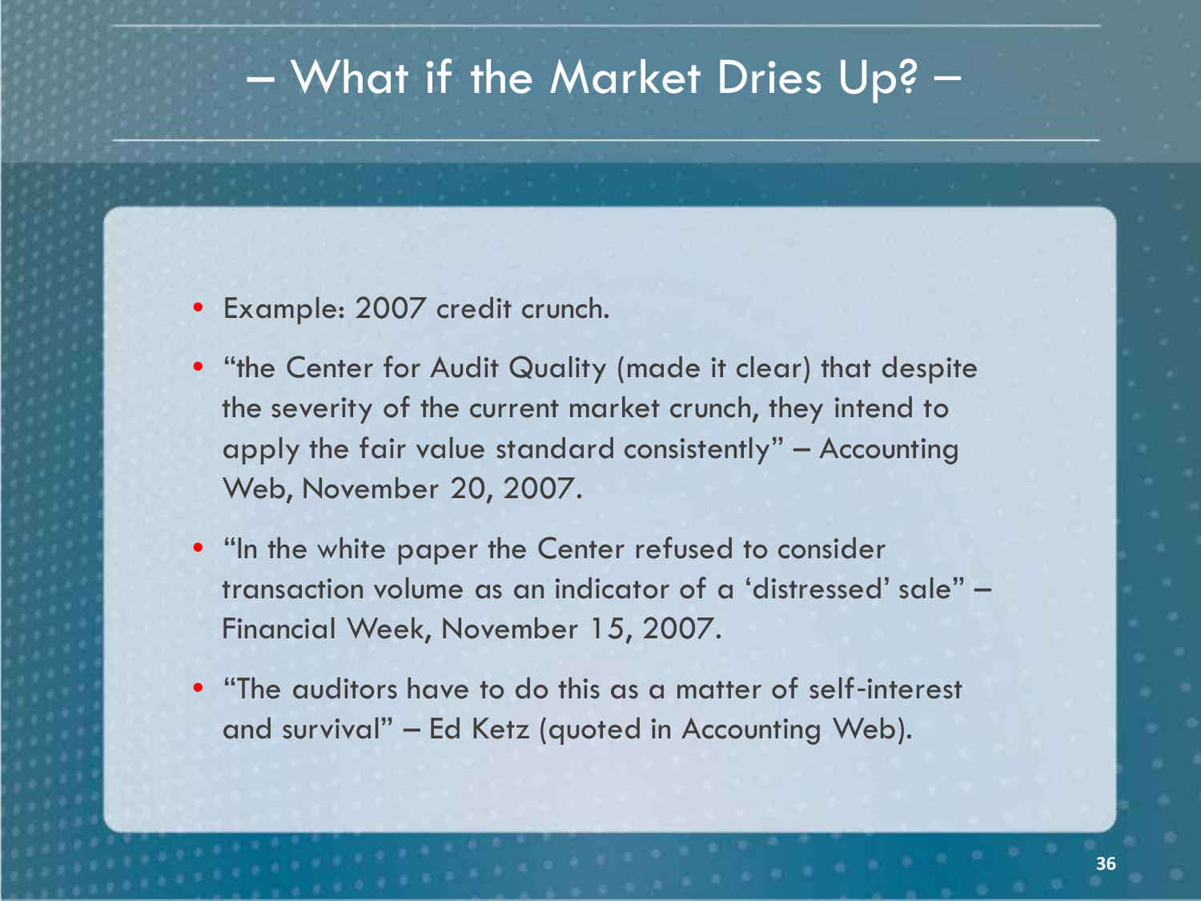# – What if the Market Dries Up? –

- Example: 2007 credit crunch.
- "the Center for Audit Quality (made it clear) that despite the severity of the current market crunch, they intend to apply the fair value standard consistently" – Accounting Web, November 20, 2007.
- "In the white paper the Center refused to consider transaction volume as an indicator of a 'distressed' sale" – Financial Week, November 15, 2007.
- "The auditors have to do this as a matter of self-interest and survival" – Ed Ketz (quoted in Accounting Web).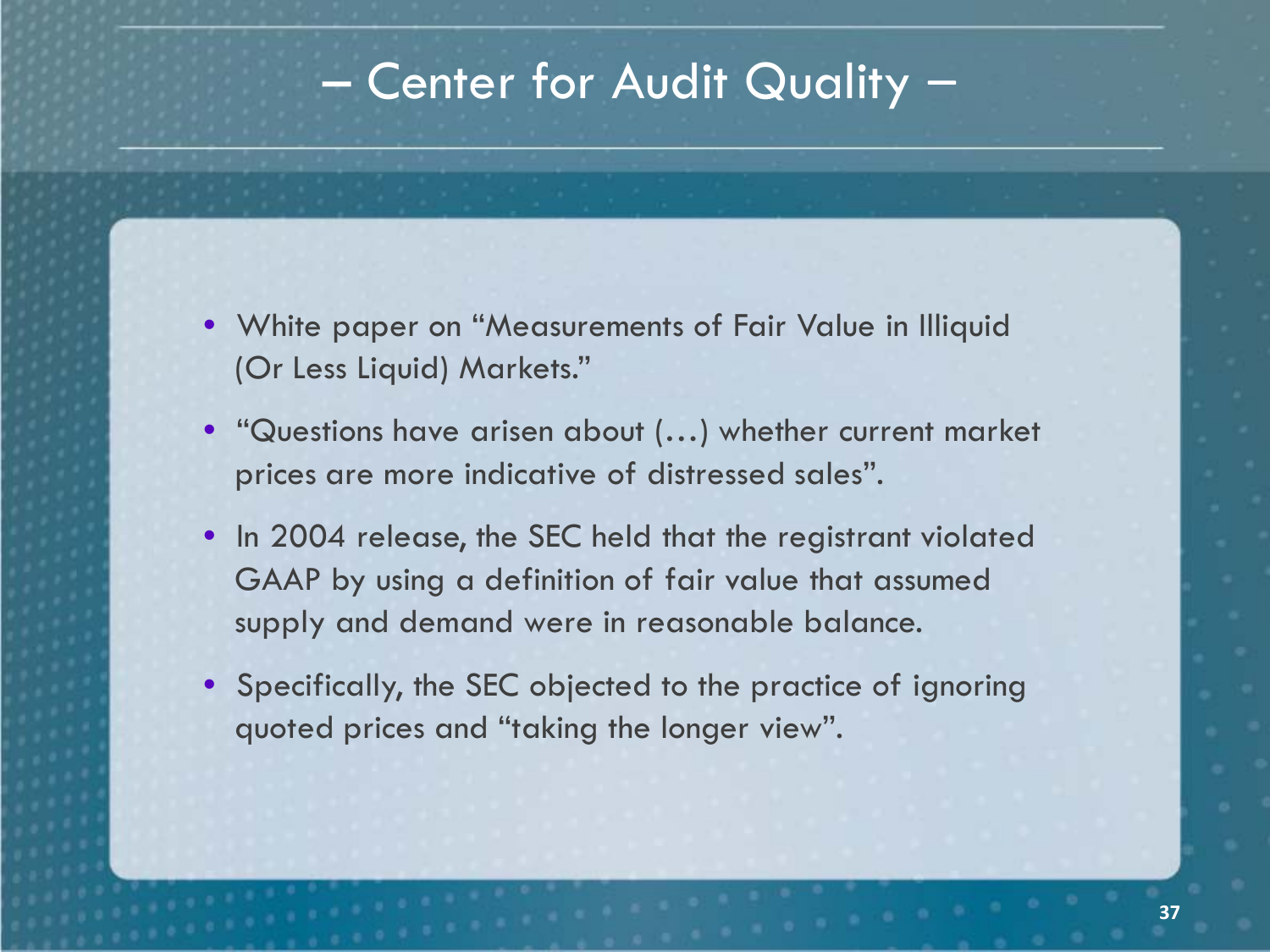# – Center for Audit Quality –

- White paper on "Measurements of Fair Value in Illiquid (Or Less Liquid) Markets."
- "Questions have arisen about (…) whether current market prices are more indicative of distressed sales".
- In 2004 release, the SEC held that the registrant violated GAAP by using a definition of fair value that assumed supply and demand were in reasonable balance.
- Specifically, the SEC objected to the practice of ignoring quoted prices and "taking the longer view".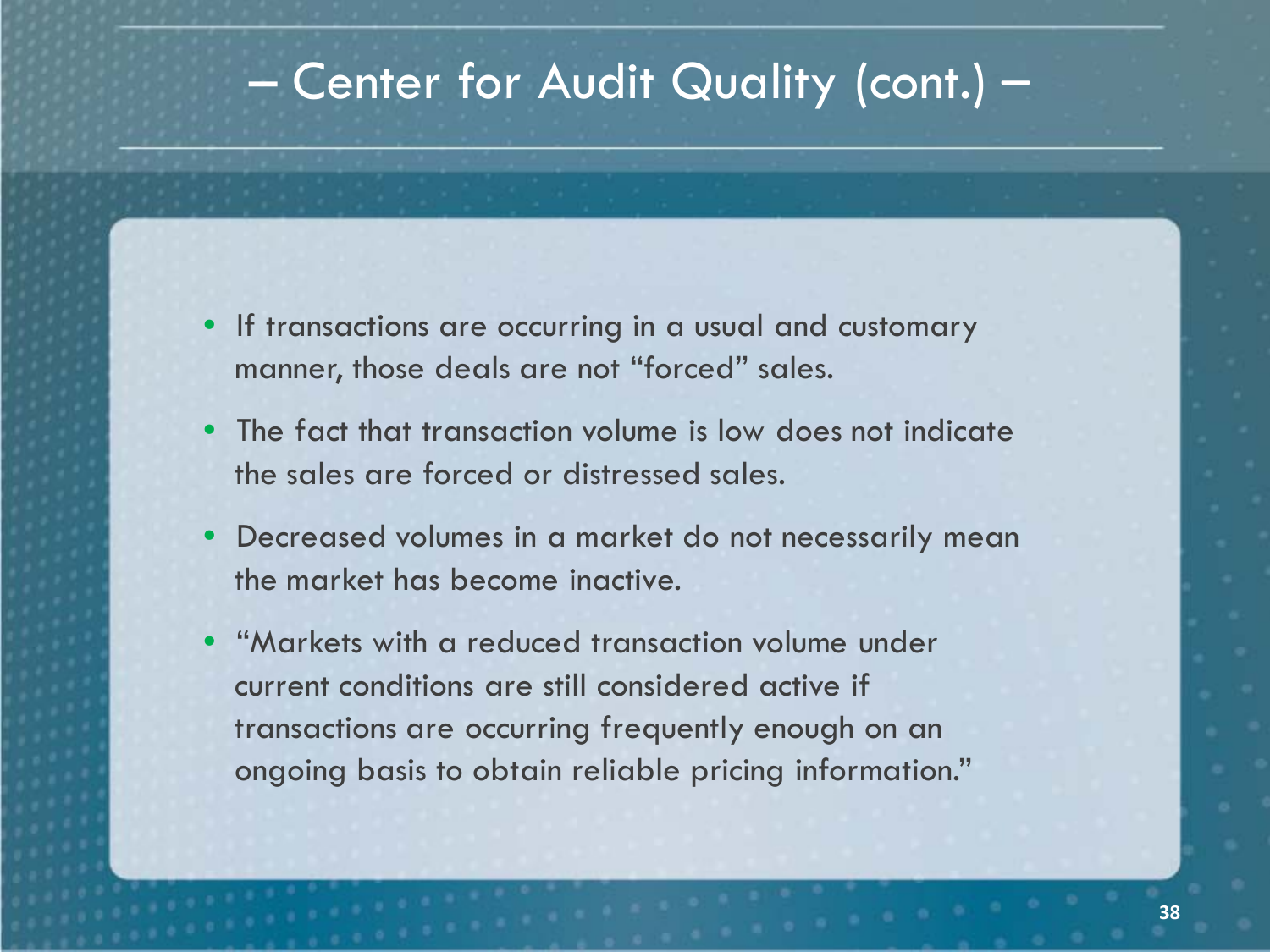# – Center for Audit Quality (cont.) –

- If transactions are occurring in a usual and customary manner, those deals are not "forced" sales.
- The fact that transaction volume is low does not indicate the sales are forced or distressed sales.
- Decreased volumes in a market do not necessarily mean the market has become inactive.
- "Markets with a reduced transaction volume under current conditions are still considered active if transactions are occurring frequently enough on an ongoing basis to obtain reliable pricing information."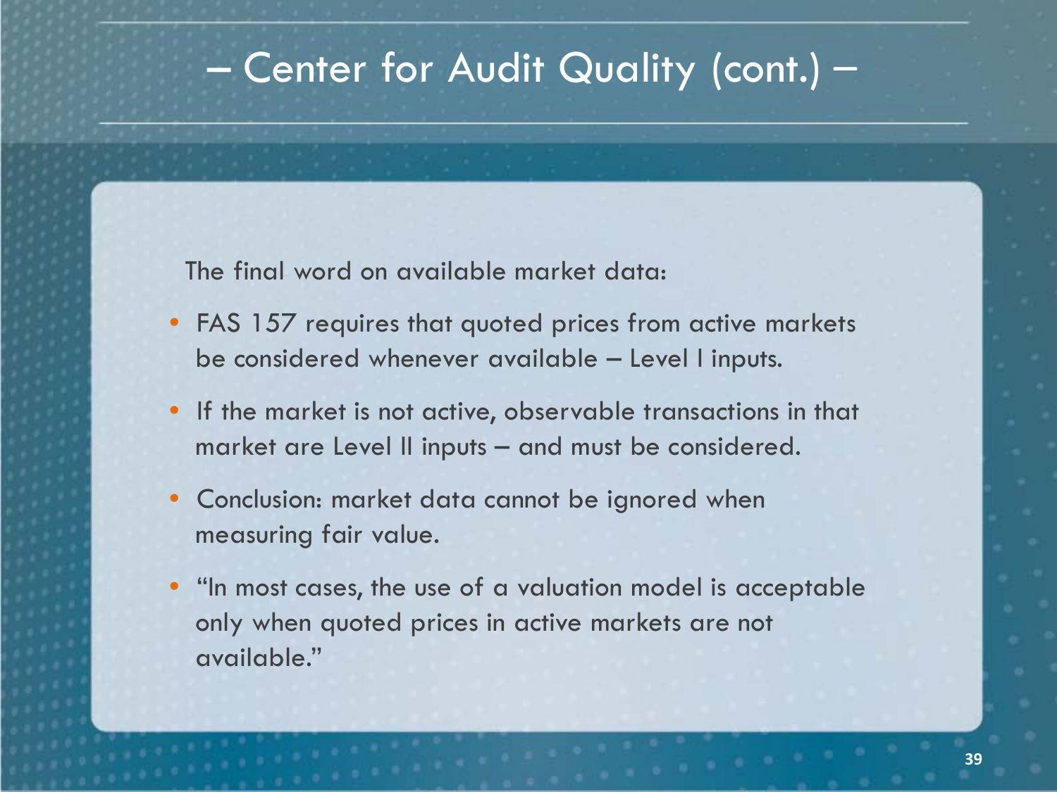# – Center for Audit Quality (cont.) –

The final word on available market data:

- FAS 157 requires that quoted prices from active markets be considered whenever available – Level I inputs.
- If the market is not active, observable transactions in that market are Level II inputs – and must be considered.
- Conclusion: market data cannot be ignored when measuring fair value.
- "In most cases, the use of a valuation model is acceptable only when quoted prices in active markets are not available."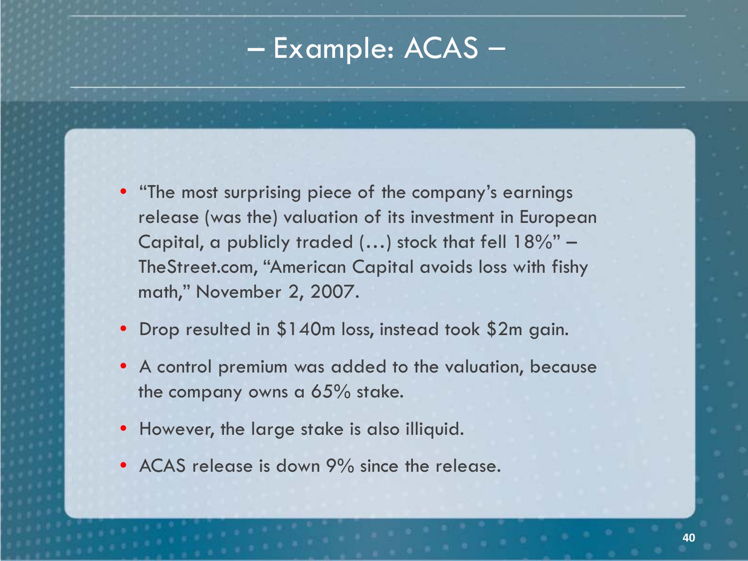# – Example: ACAS –

- "The most surprising piece of the company's earnings release (was the) valuation of its investment in European Capital, a publicly traded (…) stock that fell 18%" – TheStreet.com, "American Capital avoids loss with fishy math," November 2, 2007.
- Drop resulted in $140m loss, instead took $2m gain.
- A control premium was added to the valuation, because the company owns a 65% stake.
- However, the large stake is also illiquid.
- ACAS release is down 9% since the release.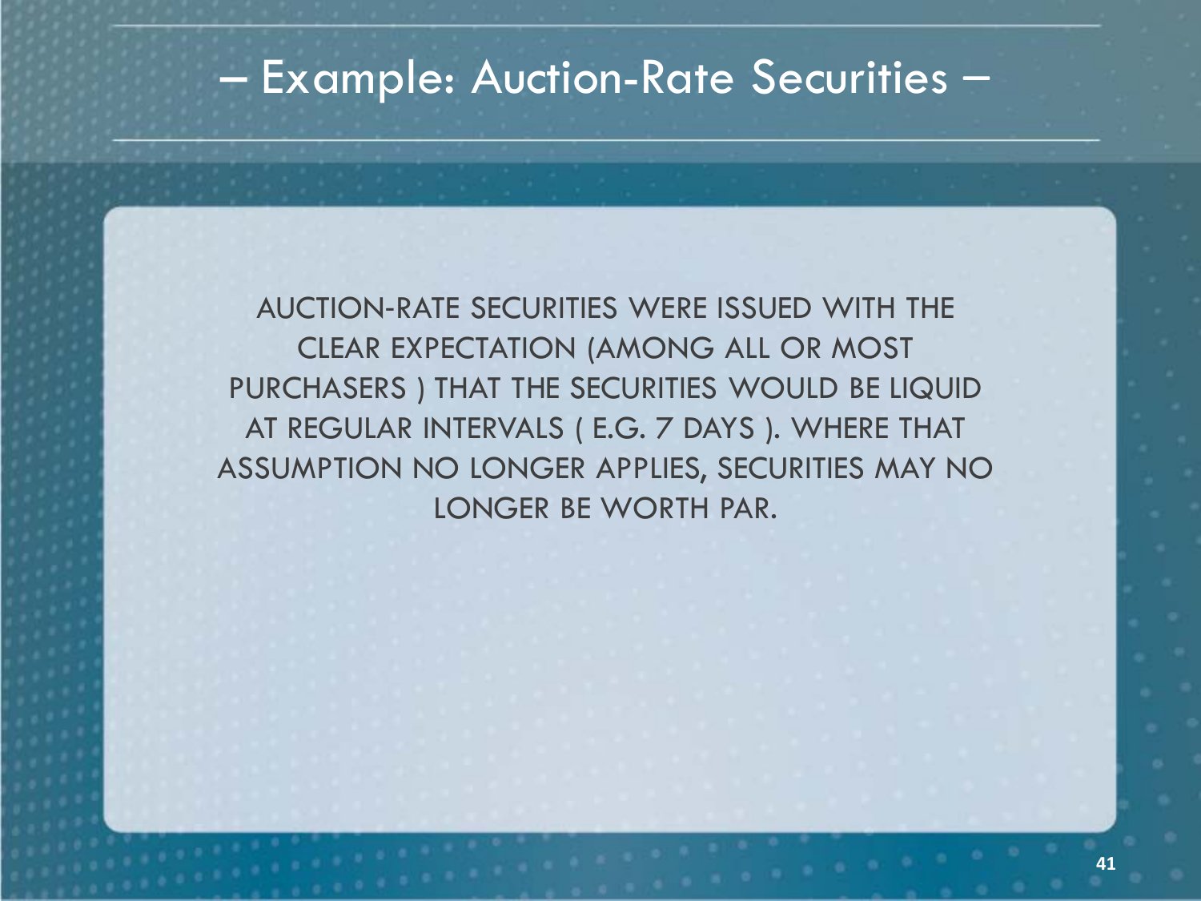# – Example: Auction-Rate Securities –

AUCTION-RATE SECURITIES WERE ISSUED WITH THE CLEAR EXPECTATION (AMONG ALL OR MOST PURCHASERS ) THAT THE SECURITIES WOULD BE LIQUID AT REGULAR INTERVALS ( E.G. 7 DAYS ). WHERE THAT ASSUMPTION NO LONGER APPLIES, SECURITIES MAY NO LONGER BE WORTH PAR.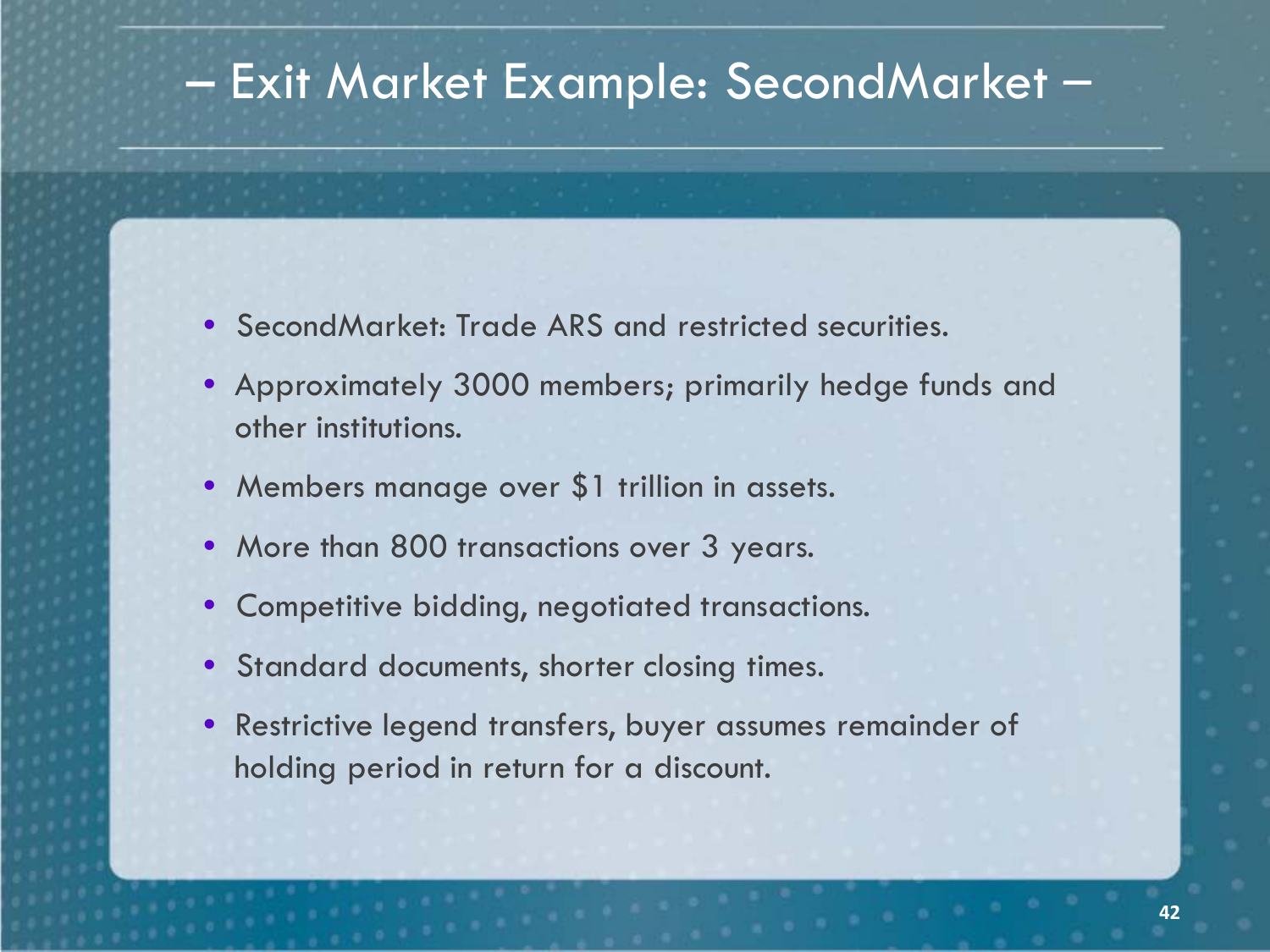# – Exit Market Example: SecondMarket –

- SecondMarket: Trade ARS and restricted securities.
- Approximately 3000 members; primarily hedge funds and other institutions.
- Members manage over $1 trillion in assets.
- More than 800 transactions over 3 years.
- Competitive bidding, negotiated transactions.
- Standard documents, shorter closing times.
- Restrictive legend transfers, buyer assumes remainder of holding period in return for a discount.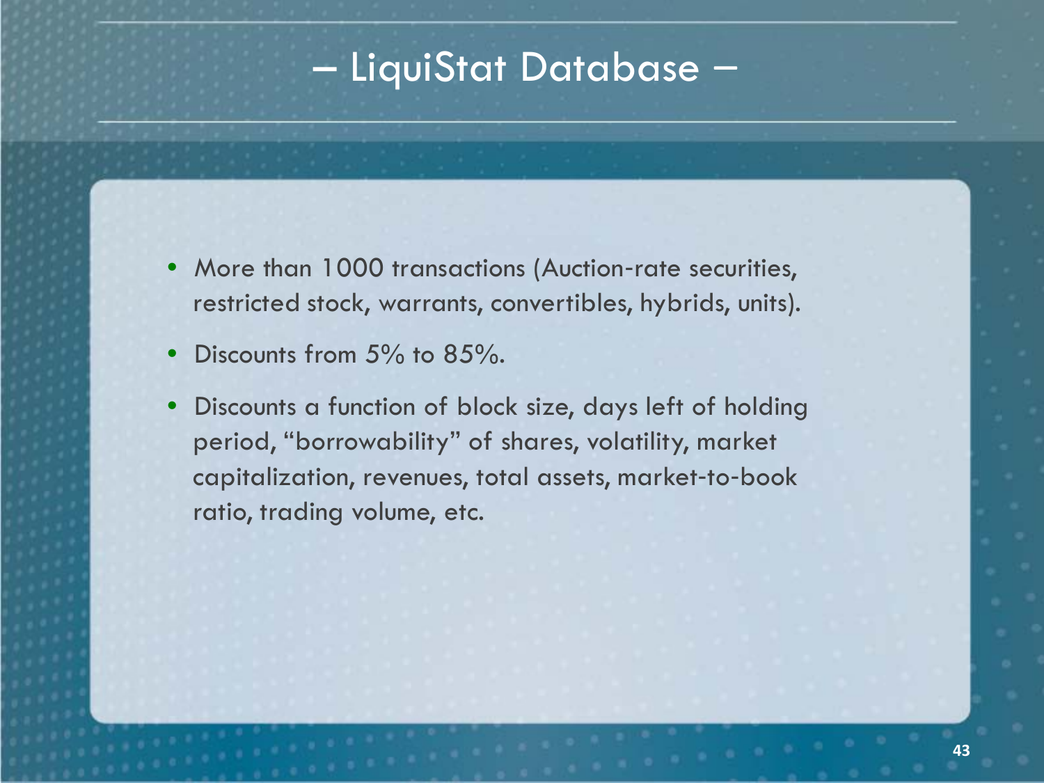# – LiquiStat Database –

- More than 1000 transactions (Auction-rate securities, restricted stock, warrants, convertibles, hybrids, units).
- Discounts from 5% to 85%.
- Discounts a function of block size, days left of holding period, "borrowability" of shares, volatility, market capitalization, revenues, total assets, market-to-book ratio, trading volume, etc.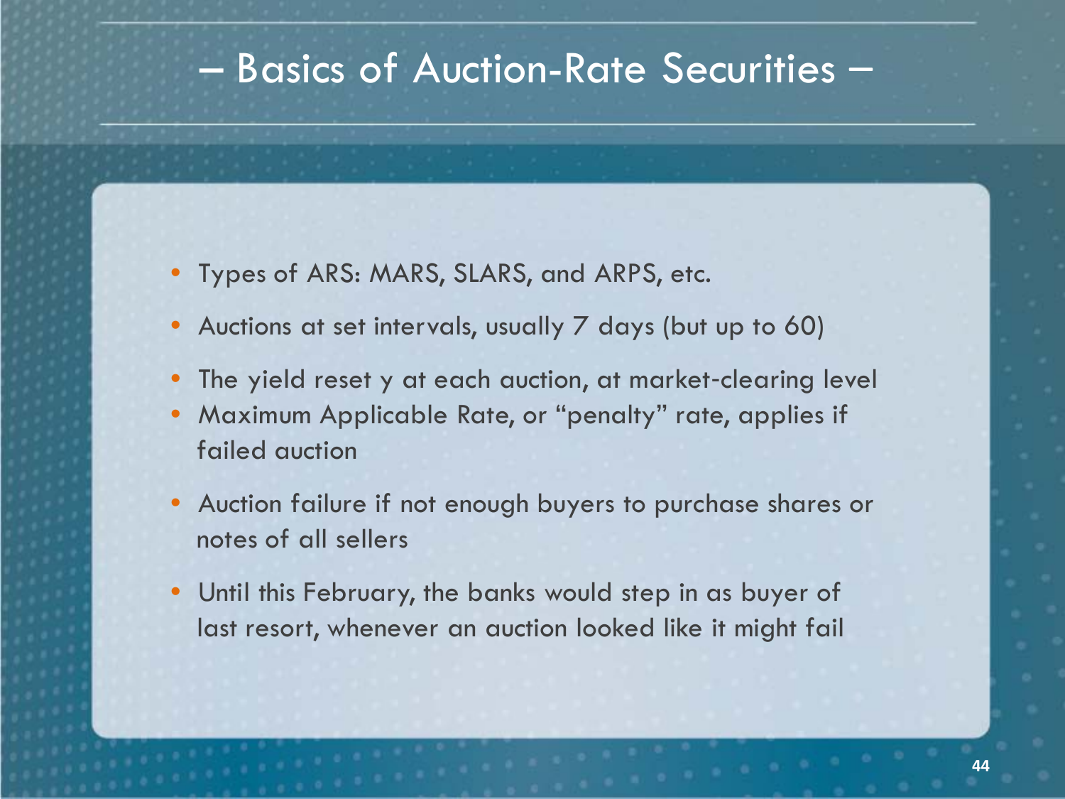# – Basics of Auction-Rate Securities –

- Types of ARS: MARS, SLARS, and ARPS, etc.
- Auctions at set intervals, usually 7 days (but up to 60)
- The yield reset y at each auction, at market-clearing level
- Maximum Applicable Rate, or "penalty" rate, applies if failed auction
- Auction failure if not enough buyers to purchase shares or notes of all sellers
- Until this February, the banks would step in as buyer of last resort, whenever an auction looked like it might fail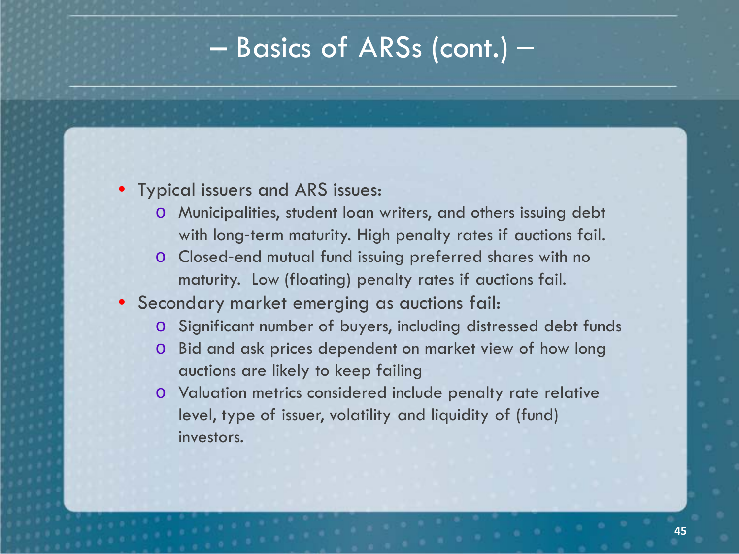# – Basics of ARSs (cont.) –

- Typical issuers and ARS issues:
  - Municipalities, student loan writers, and others issuing debt with long-term maturity. High penalty rates if auctions fail.
  - Closed-end mutual fund issuing preferred shares with no maturity. Low (floating) penalty rates if auctions fail.
- Secondary market emerging as auctions fail:
  - Significant number of buyers, including distressed debt funds
  - Bid and ask prices dependent on market view of how long auctions are likely to keep failing
  - Valuation metrics considered include penalty rate relative level, type of issuer, volatility and liquidity of (fund) investors.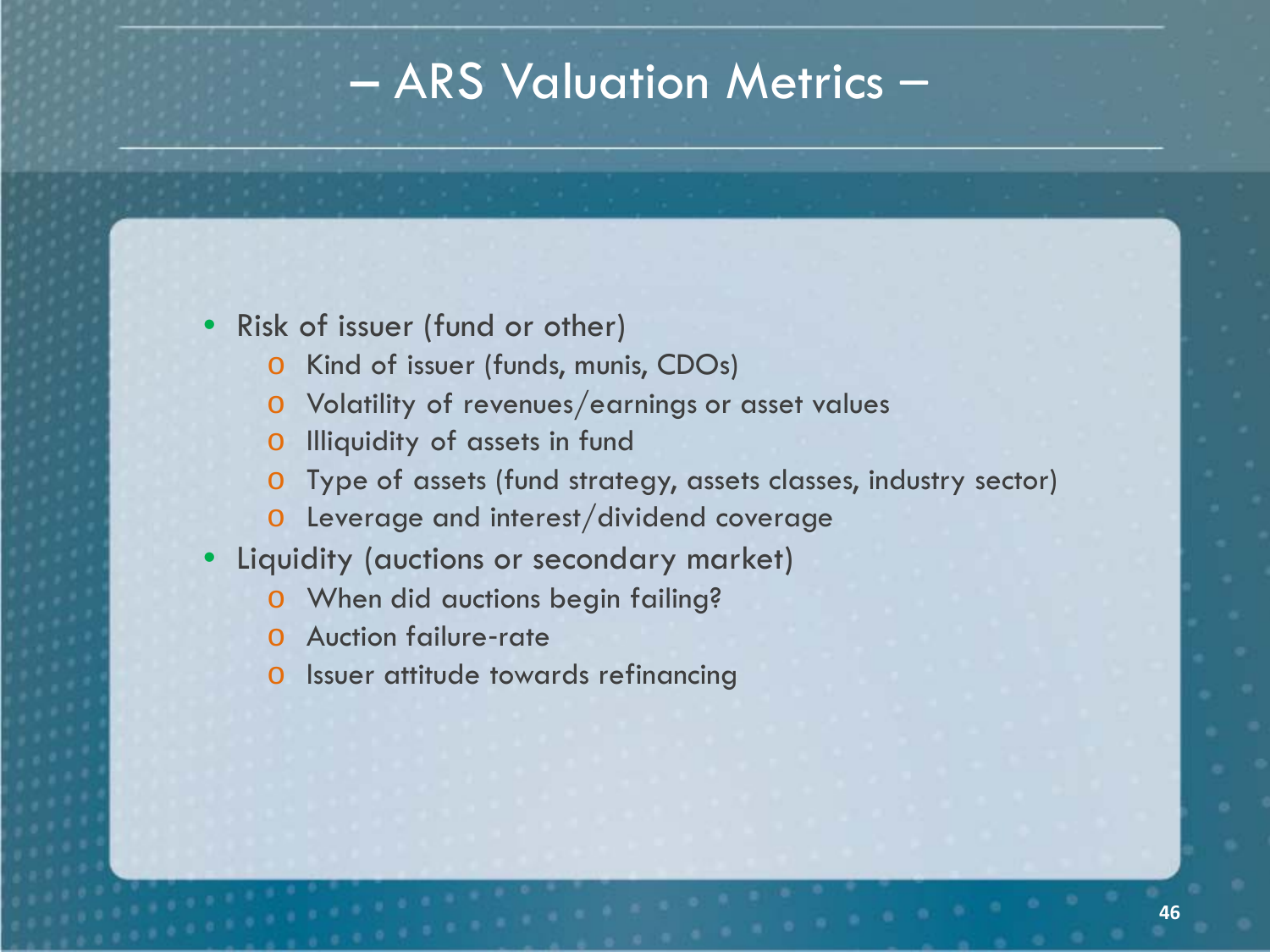# – ARS Valuation Metrics –

- Risk of issuer (fund or other)
  - Kind of issuer (funds, munis, CDOs)
  - Volatility of revenues/earnings or asset values
  - Illiquidity of assets in fund
  - Type of assets (fund strategy, assets classes, industry sector)
  - Leverage and interest/dividend coverage
- Liquidity (auctions or secondary market)
  - When did auctions begin failing?
  - Auction failure-rate
  - Issuer attitude towards refinancing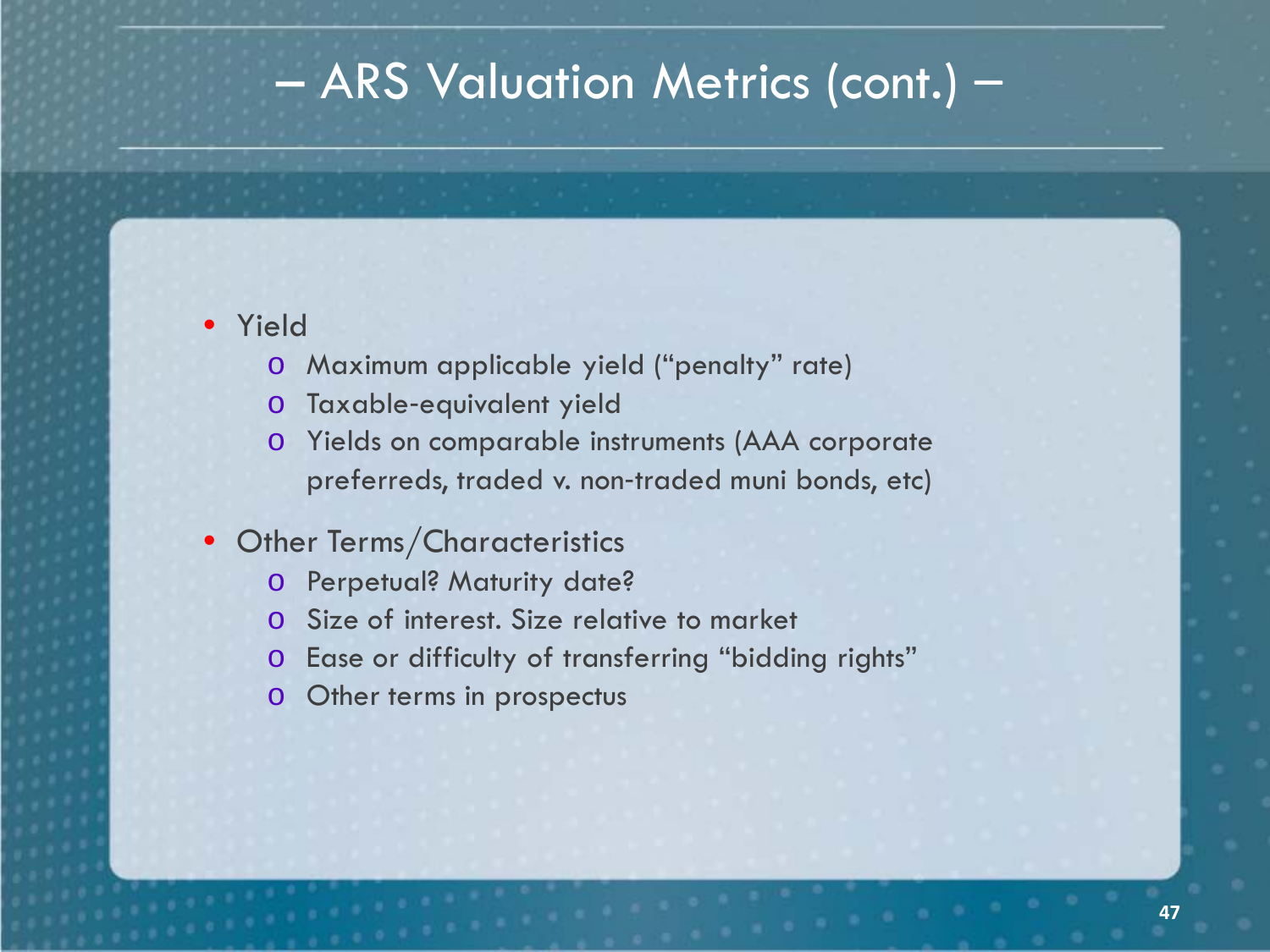# – ARS Valuation Metrics (cont.) –

- Yield
  - Maximum applicable yield (“penalty” rate)
  - Taxable-equivalent yield
  - Yields on comparable instruments (AAA corporate preferreds, traded v. non-traded muni bonds, etc)
- Other Terms/Characteristics
  - Perpetual? Maturity date?
  - Size of interest. Size relative to market
  - Ease or difficulty of transferring “bidding rights”
  - Other terms in prospectus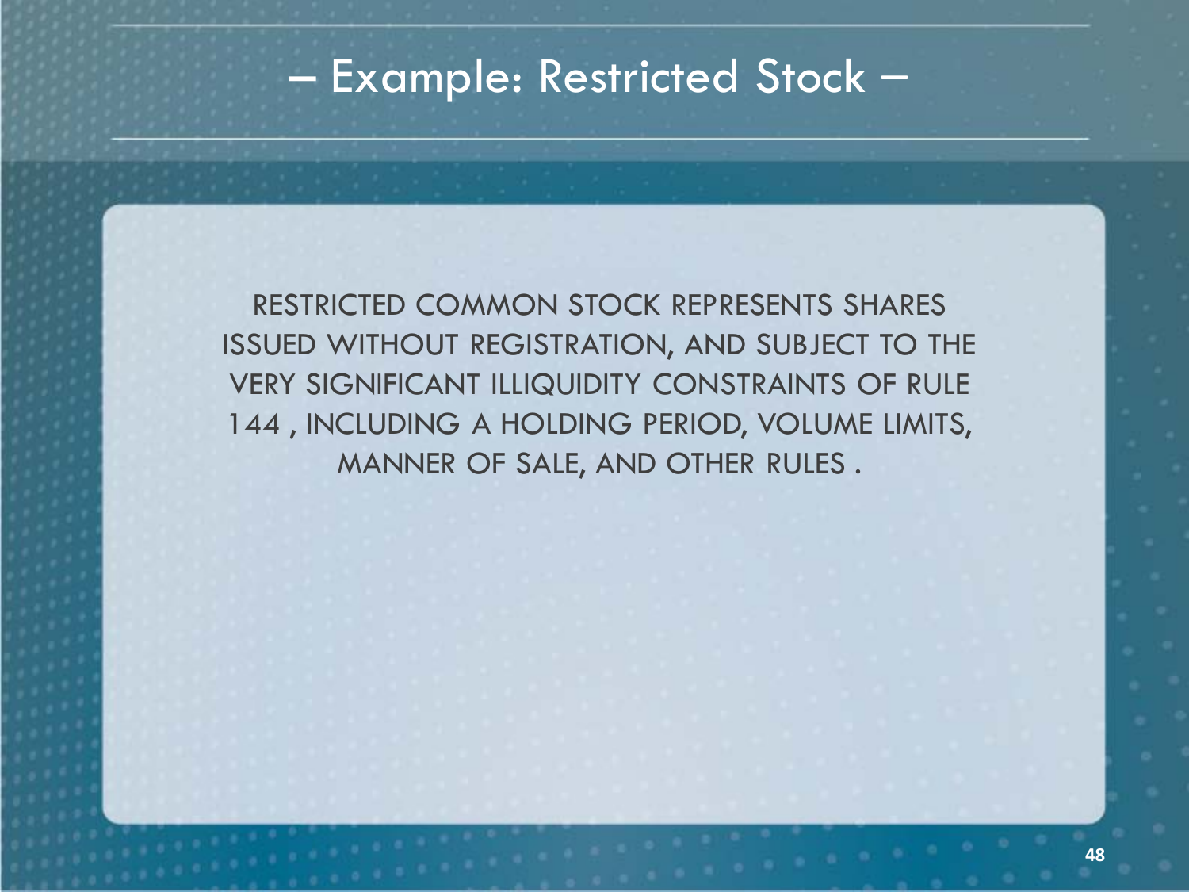# – Example: Restricted Stock –

RESTRICTED COMMON STOCK REPRESENTS SHARES ISSUED WITHOUT REGISTRATION, AND SUBJECT TO THE VERY SIGNIFICANT ILLIQUIDITY CONSTRAINTS OF RULE 144 , INCLUDING A HOLDING PERIOD, VOLUME LIMITS, MANNER OF SALE, AND OTHER RULES .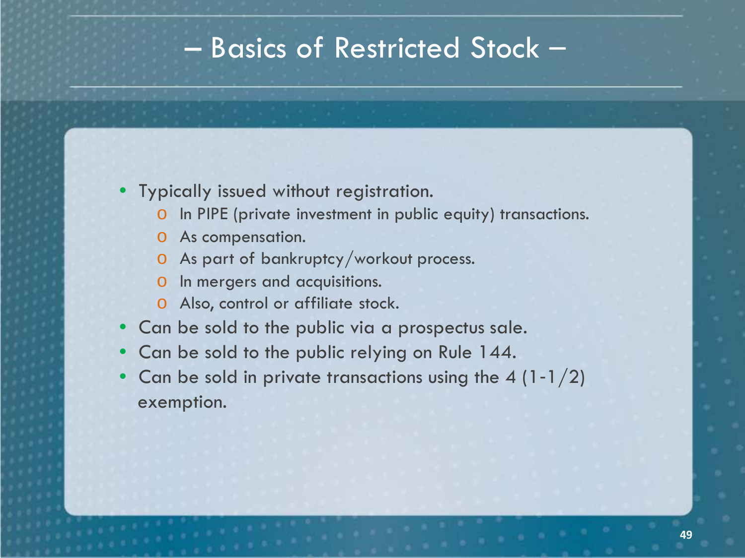# – Basics of Restricted Stock –

- Typically issued without registration.
  - In PIPE (private investment in public equity) transactions.
  - As compensation.
  - As part of bankruptcy/workout process.
  - In mergers and acquisitions.
  - Also, control or affiliate stock.
- Can be sold to the public via a prospectus sale.
- Can be sold to the public relying on Rule 144.
- Can be sold in private transactions using the 4 (1-1/2) exemption.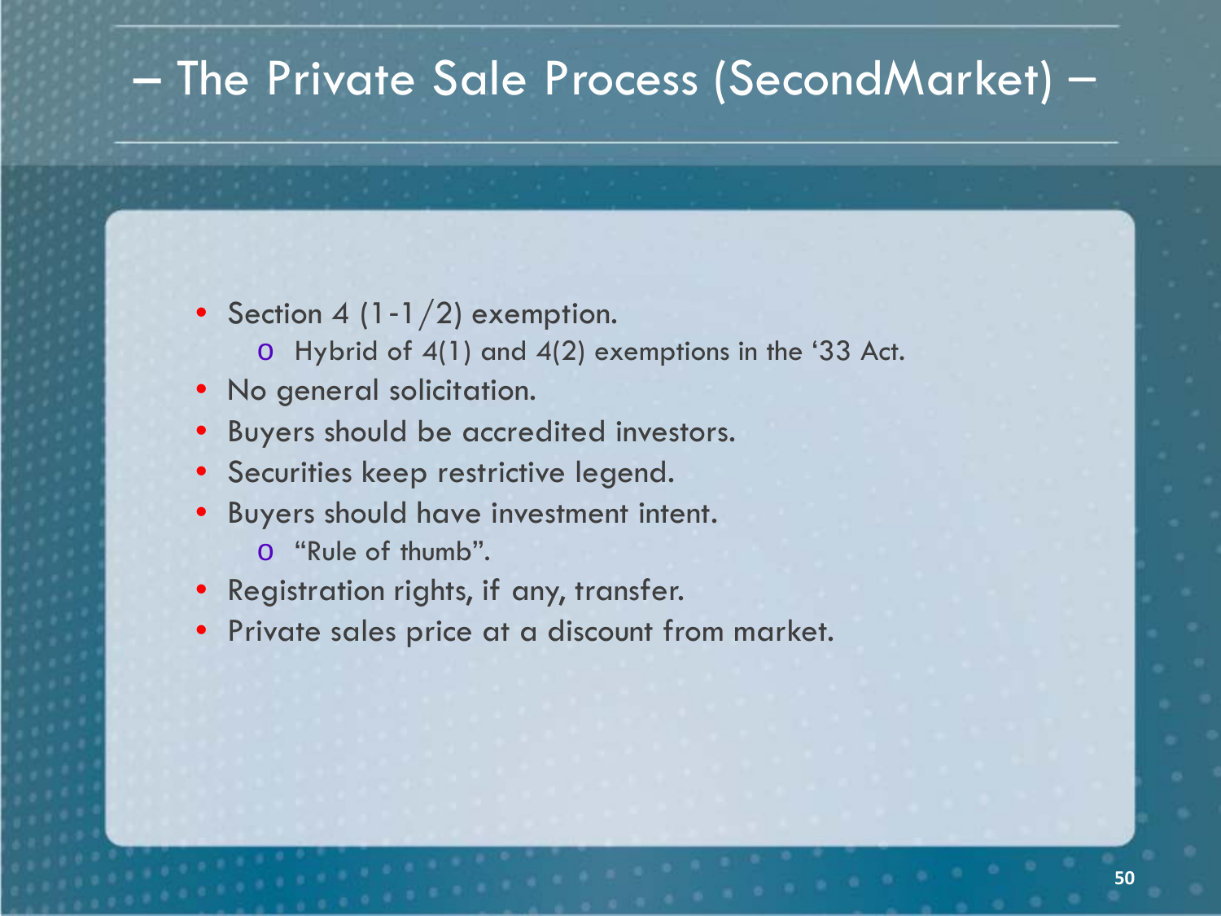# – The Private Sale Process (SecondMarket) –

- Section 4 (1-1/2) exemption.
  - Hybrid of 4(1) and 4(2) exemptions in the '33 Act.
- No general solicitation.
- Buyers should be accredited investors.
- Securities keep restrictive legend.
- Buyers should have investment intent.
  - "Rule of thumb".
- Registration rights, if any, transfer.
- Private sales price at a discount from market.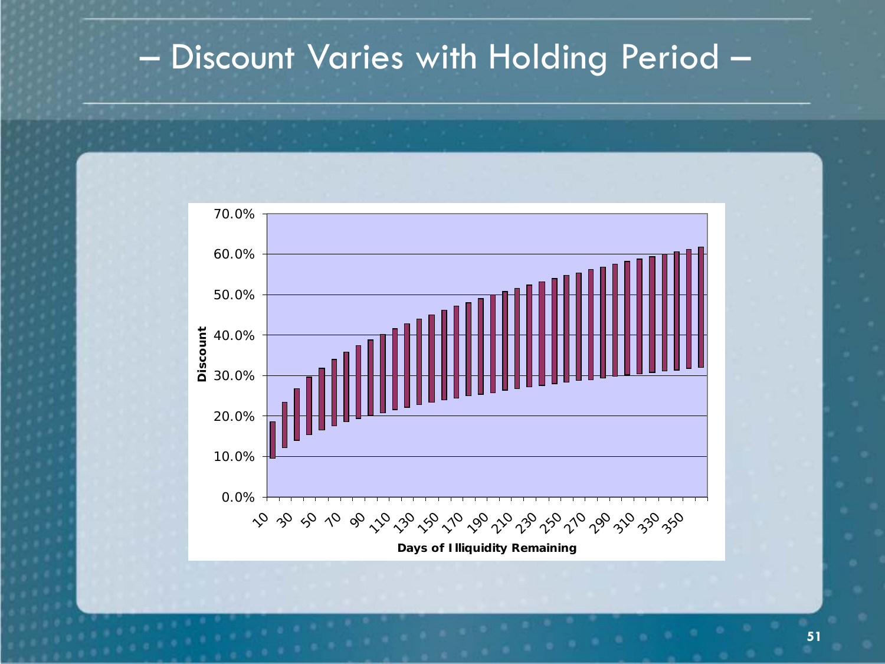# – Discount Varies with Holding Period –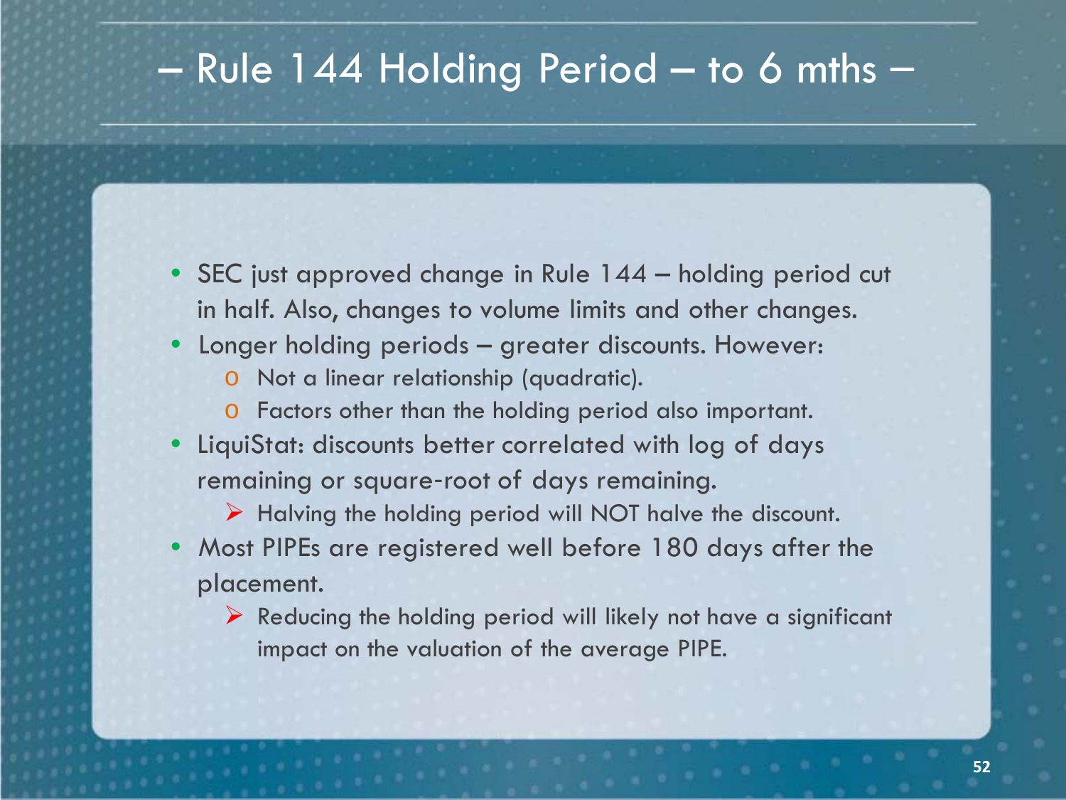# – Rule 144 Holding Period – to 6 mths –

- SEC just approved change in Rule 144 – holding period cut in half. Also, changes to volume limits and other changes.
- Longer holding periods – greater discounts. However:
  - Not a linear relationship (quadratic).
  - Factors other than the holding period also important.
- LiquiStat: discounts better correlated with log of days remaining or square-root of days remaining.
  - Halving the holding period will NOT halve the discount.
- Most PIPEs are registered well before 180 days after the placement.
  - Reducing the holding period will likely not have a significant impact on the valuation of the average PIPE.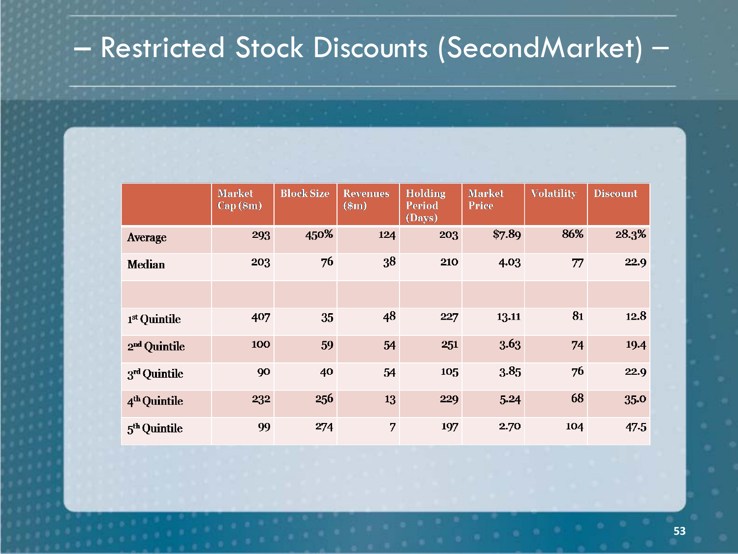# Restricted Stock Discounts (SecondMarket)

| | Market Cap ($m) | Block Size | Revenues ($m) | Holding Period (Days) | Market Price | Volatility | Discount |
|---|---|---|---|---|---|---|---|
| Average | 293 | 450% | 124 | 203 | $7.89 | 86% | 28.3% |
| Median | 203 | 76 | 38 | 210 | 4.03 | 77 | 22.9 |
| | | | | | | | |
| 1st Quintile | 407 | 35 | 48 | 227 | 13.11 | 81 | 12.8 |
| 2nd Quintile | 100 | 59 | 54 | 251 | 3.63 | 74 | 19.4 |
| 3rd Quintile | 90 | 40 | 54 | 105 | 3.85 | 76 | 22.9 |
| 4th Quintile | 232 | 256 | 13 | 229 | 5.24 | 68 | 35.0 |
| 5th Quintile | 99 | 274 | 7 | 197 | 2.70 | 104 | 47.5 |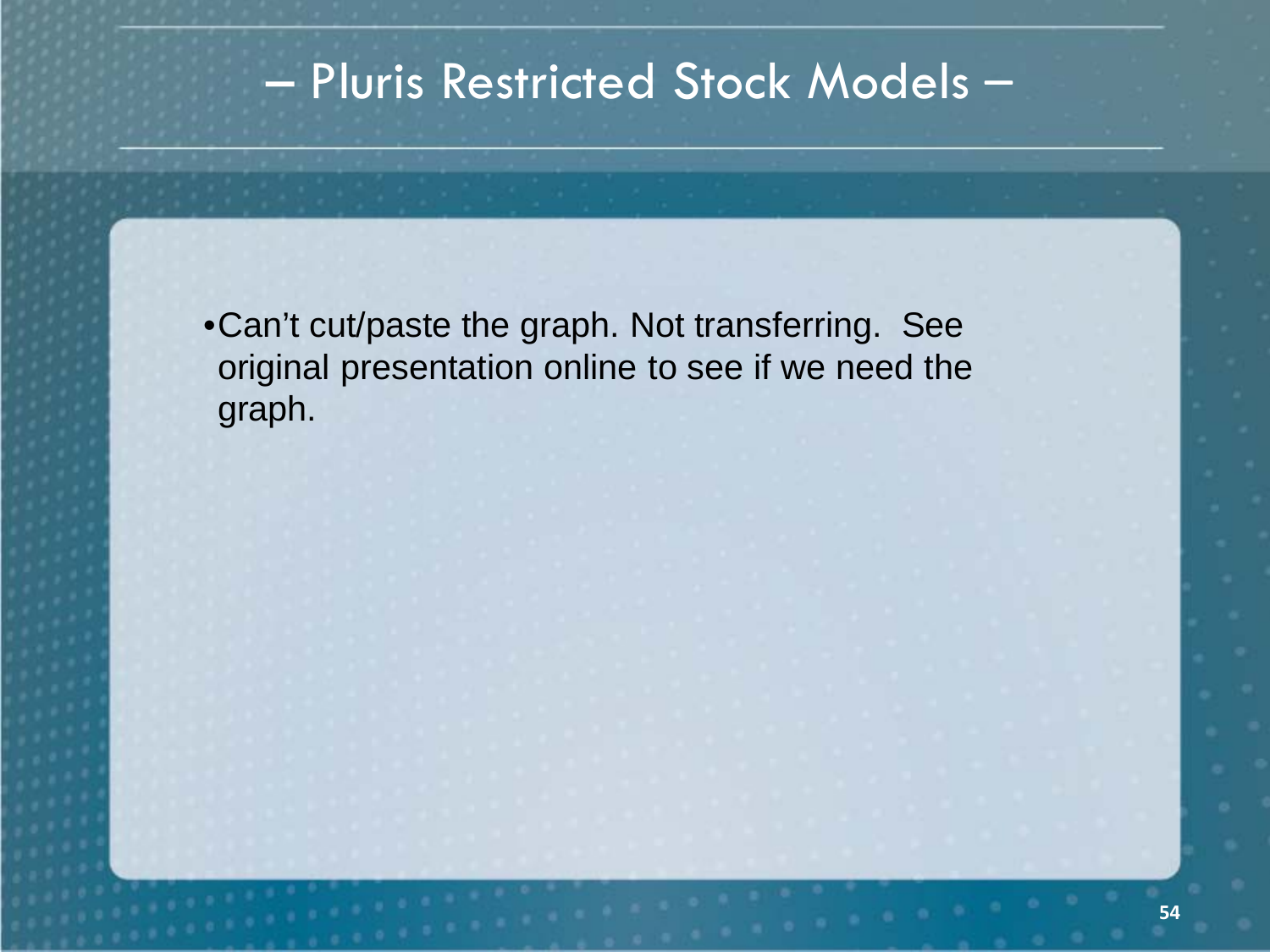# – Pluris Restricted Stock Models –

- Can't cut/paste the graph. Not transferring. See original presentation online to see if we need the graph.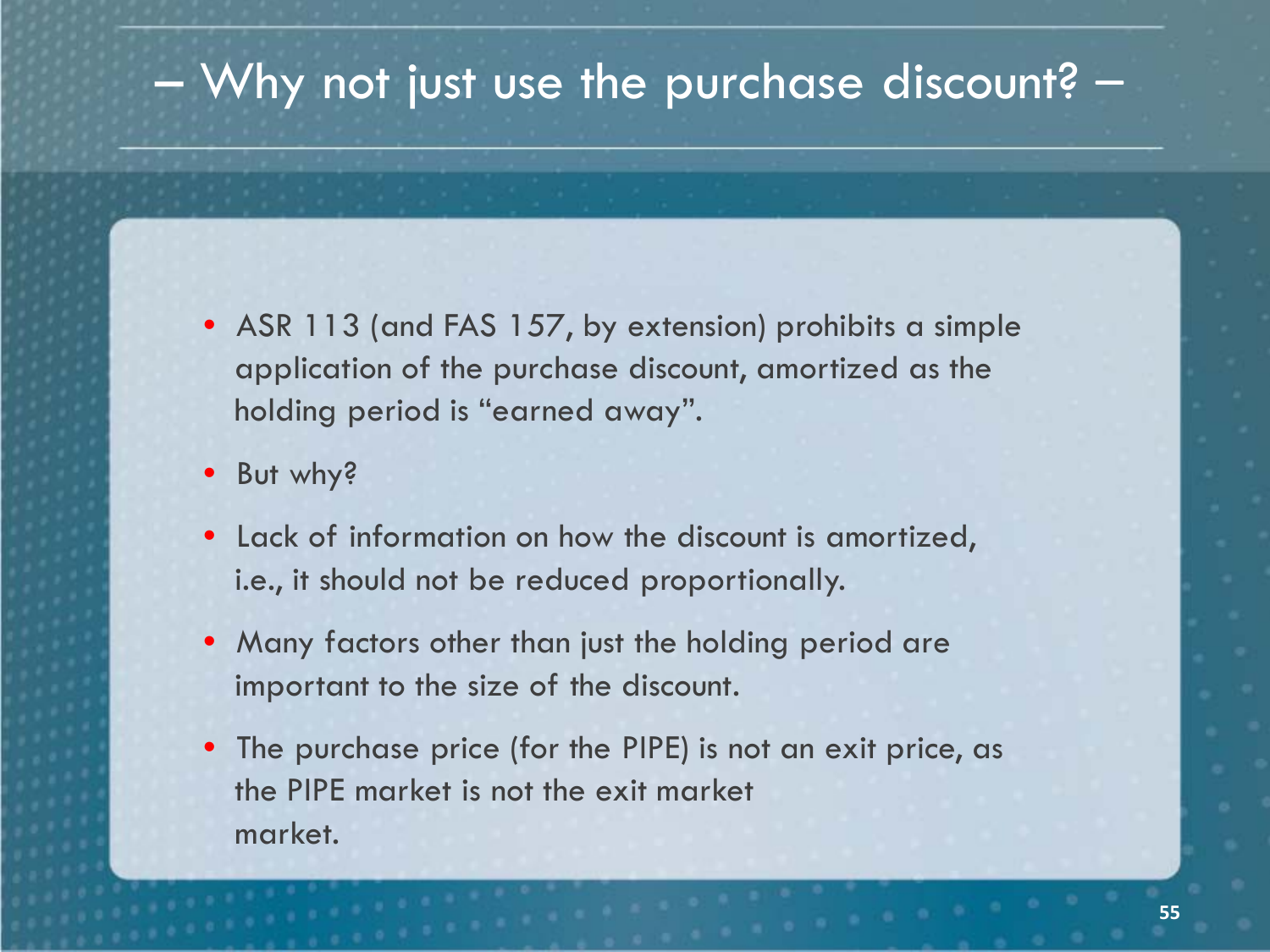# – Why not just use the purchase discount? –

- ASR 113 (and FAS 157, by extension) prohibits a simple application of the purchase discount, amortized as the holding period is "earned away".
- But why?
- Lack of information on how the discount is amortized, i.e., it should not be reduced proportionally.
- Many factors other than just the holding period are important to the size of the discount.
- The purchase price (for the PIPE) is not an exit price, as the PIPE market is not the exit market market.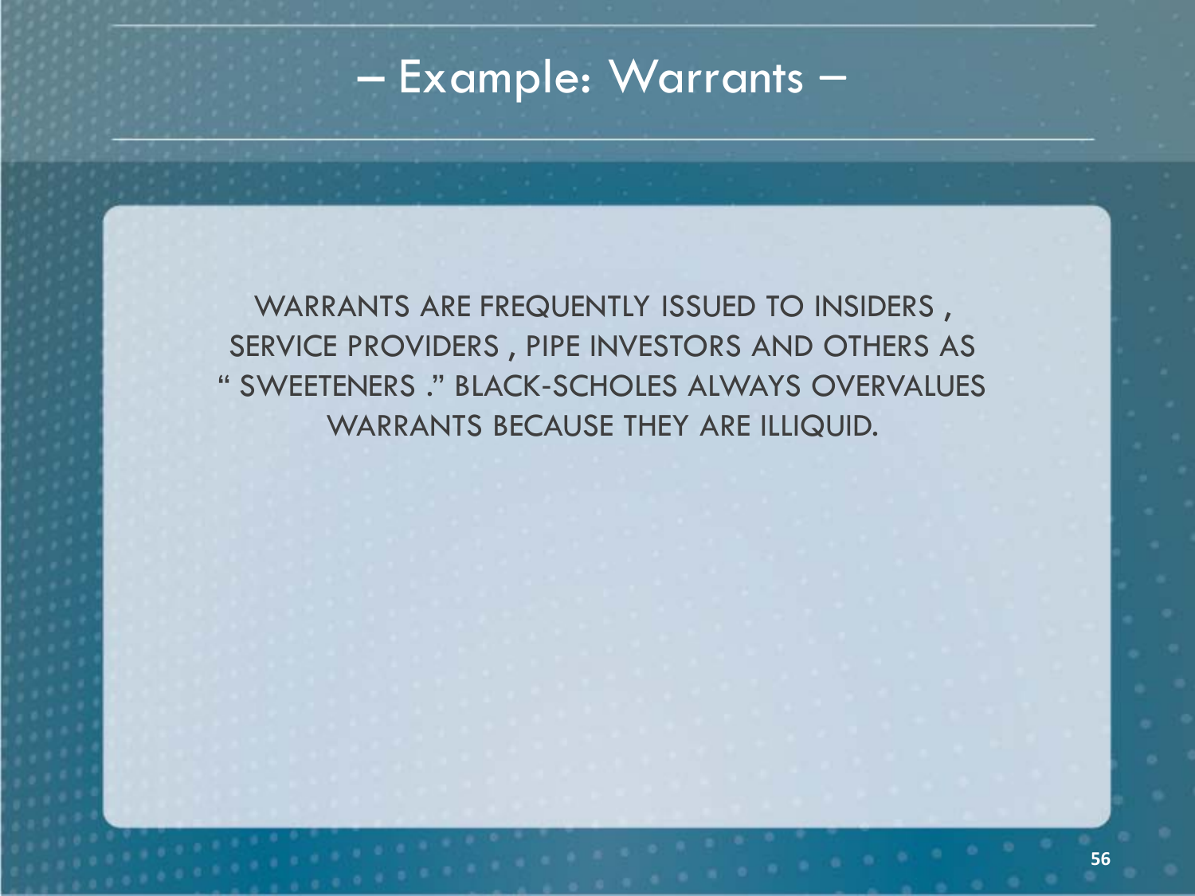# – Example: Warrants –

WARRANTS ARE FREQUENTLY ISSUED TO INSIDERS , SERVICE PROVIDERS , PIPE INVESTORS AND OTHERS AS " SWEETENERS ." BLACK-SCHOLES ALWAYS OVERVALUES WARRANTS BECAUSE THEY ARE ILLIQUID.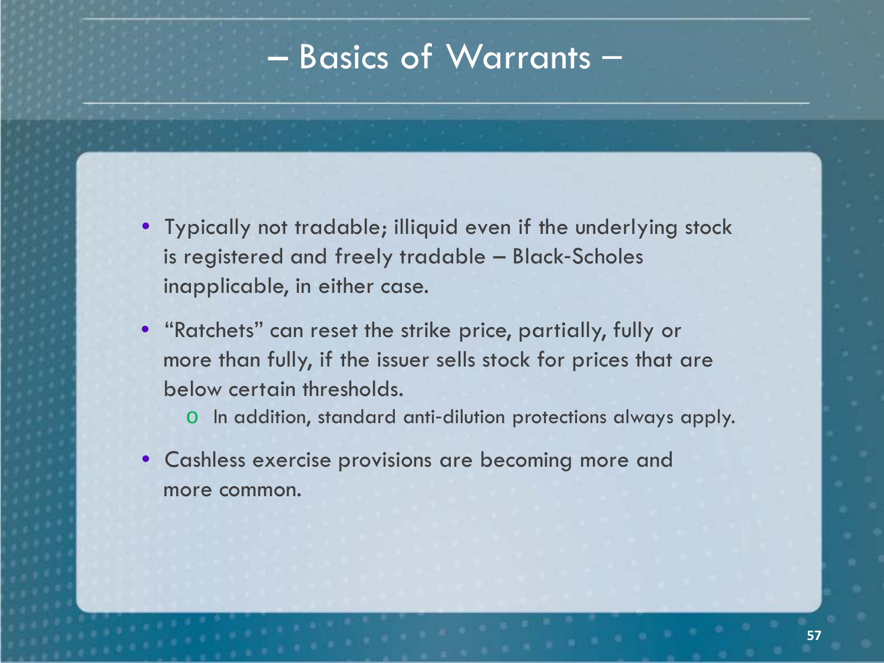# – Basics of Warrants –

- Typically not tradable; illiquid even if the underlying stock is registered and freely tradable – Black-Scholes inapplicable, in either case.
- "Ratchets" can reset the strike price, partially, fully or more than fully, if the issuer sells stock for prices that are below certain thresholds.
  - In addition, standard anti-dilution protections always apply.
- Cashless exercise provisions are becoming more and more common.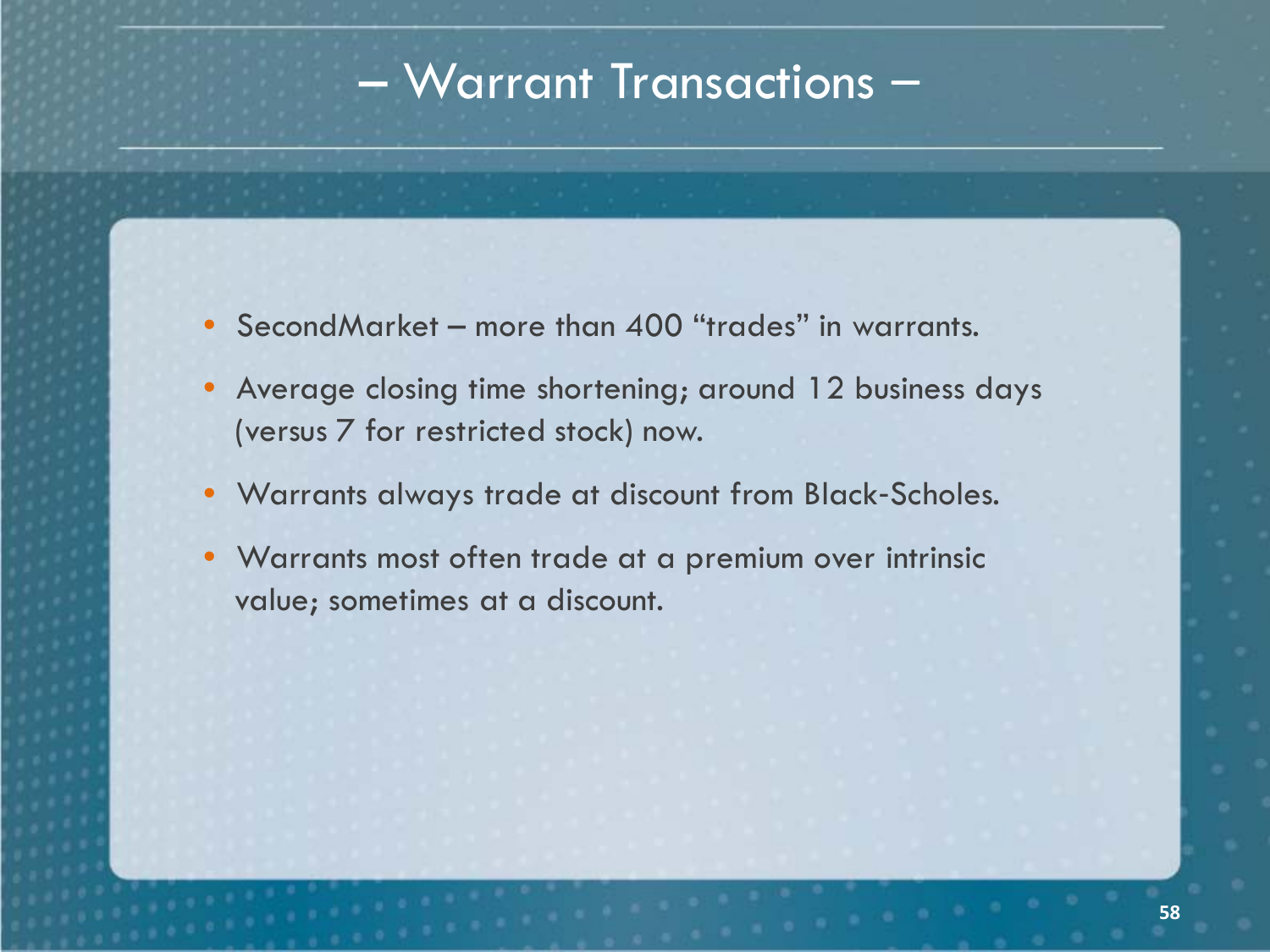# – Warrant Transactions –

- SecondMarket – more than 400 "trades" in warrants.
- Average closing time shortening; around 12 business days (versus 7 for restricted stock) now.
- Warrants always trade at discount from Black-Scholes.
- Warrants most often trade at a premium over intrinsic value; sometimes at a discount.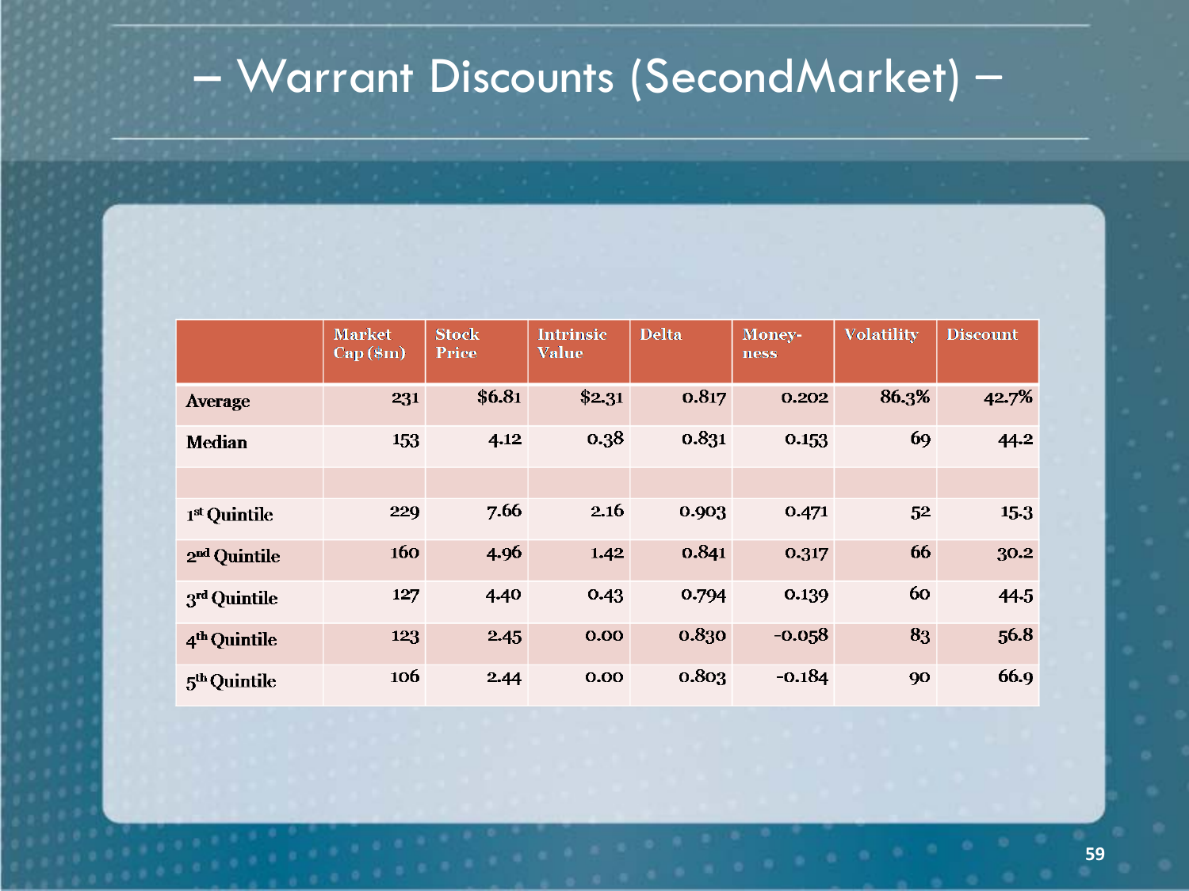# – Warrant Discounts (SecondMarket) –

| | Market Cap ($m) | Stock Price | Intrinsic Value | Delta | Money-ness | Volatility | Discount |
|---|---|---|---|---|---|---|---|
| **Average** | 231 | $6.81 | $2.31 | 0.817 | 0.202 | 86.3% | 42.7% |
| **Median** | 153 | 4.12 | 0.38 | 0.831 | 0.153 | 69 | 44.2 |
| | | | | | | | |
| **1st Quintile** | 229 | 7.66 | 2.16 | 0.903 | 0.471 | 52 | 15.3 |
| **2nd Quintile** | 160 | 4.96 | 1.42 | 0.841 | 0.317 | 66 | 30.2 |
| **3rd Quintile** | 127 | 4.40 | 0.43 | 0.794 | 0.139 | 60 | 44.5 |
| **4th Quintile** | 123 | 2.45 | 0.00 | 0.830 | -0.058 | 83 | 56.8 |
| **5th Quintile** | 106 | 2.44 | 0.00 | 0.803 | -0.184 | 90 | 66.9 |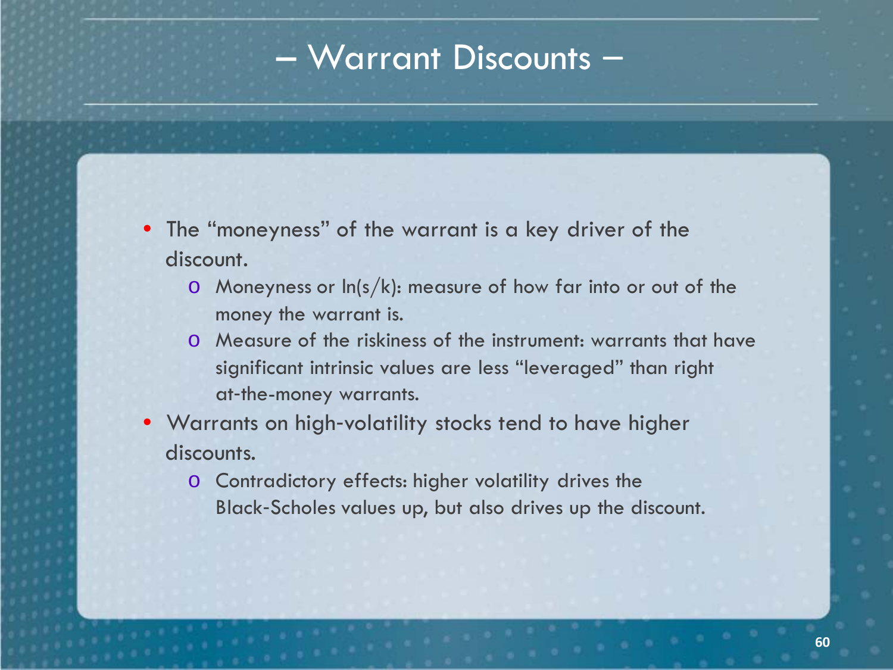# – Warrant Discounts –

- The "moneyness" of the warrant is a key driver of the discount.
  - Moneyness or $\ln(s/k)$: measure of how far into or out of the money the warrant is.
  - Measure of the riskiness of the instrument: warrants that have significant intrinsic values are less "leveraged" than right at-the-money warrants.
- Warrants on high-volatility stocks tend to have higher discounts.
  - Contradictory effects: higher volatility drives the Black-Scholes values up, but also drives up the discount.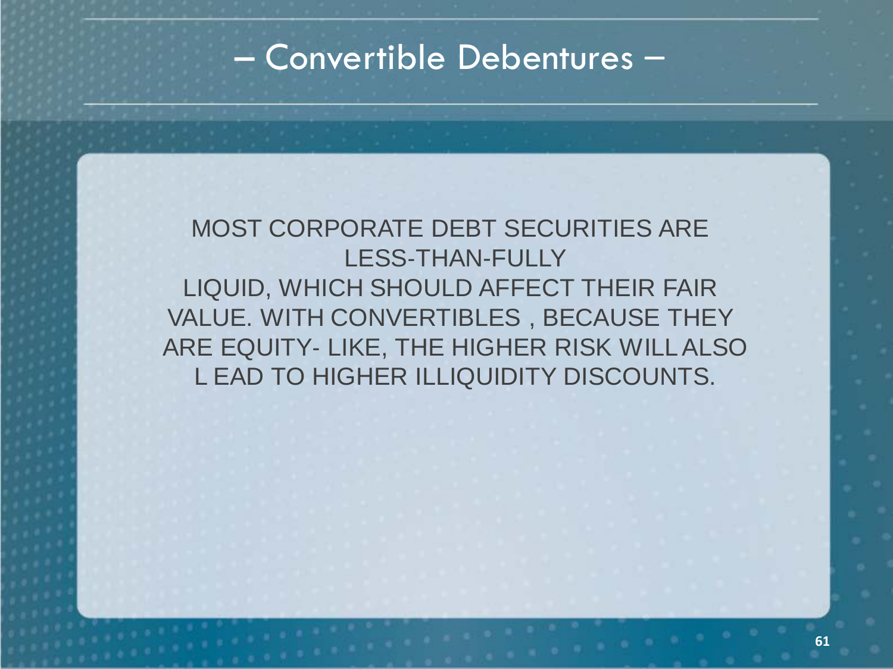# – Convertible Debentures –

MOST CORPORATE DEBT SECURITIES ARE LESS-THAN-FULLY LIQUID, WHICH SHOULD AFFECT THEIR FAIR VALUE. WITH CONVERTIBLES , BECAUSE THEY ARE EQUITY- LIKE, THE HIGHER RISK WILL ALSO L EAD TO HIGHER ILLIQUIDITY DISCOUNTS.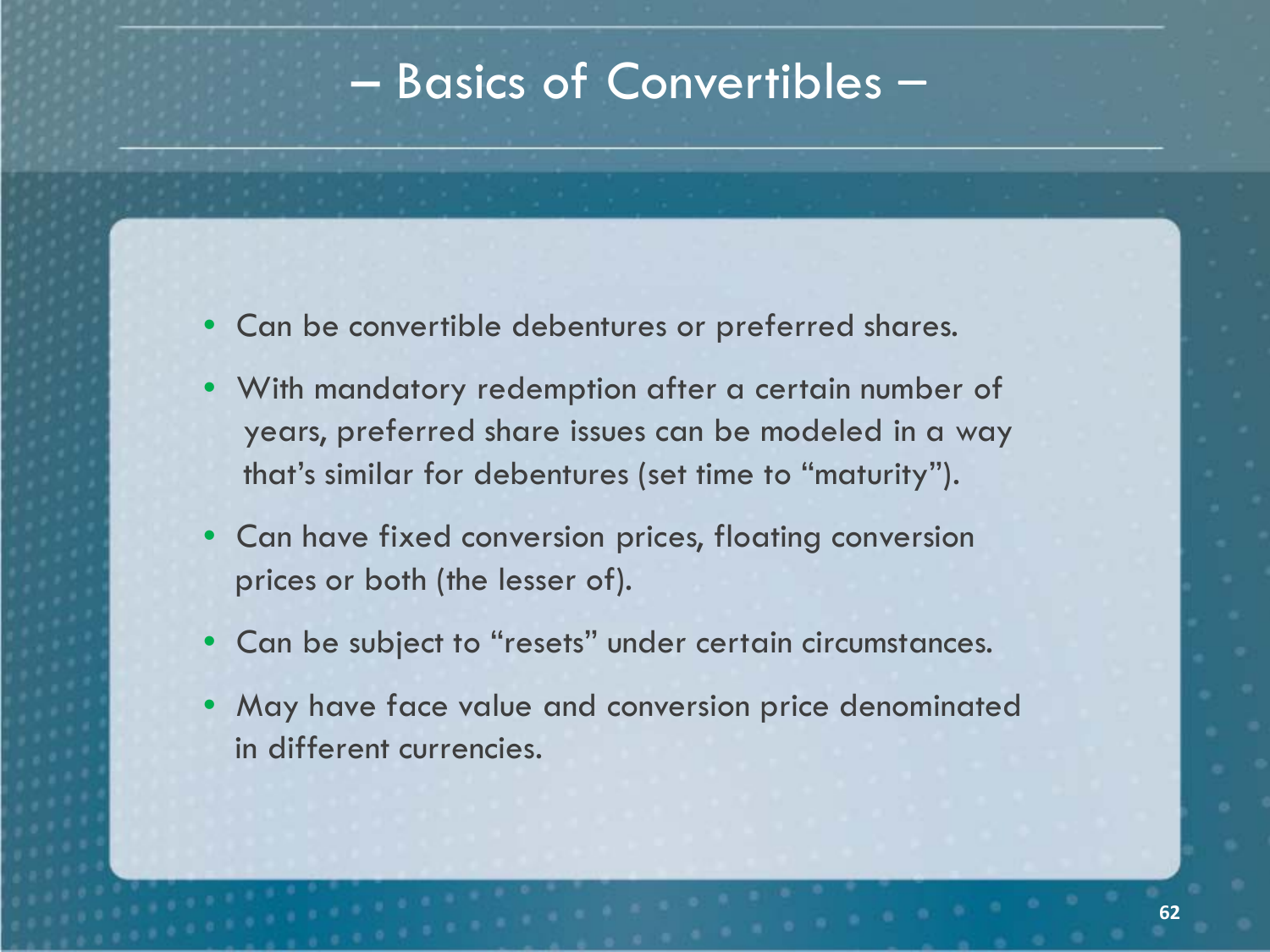# – Basics of Convertibles –

- Can be convertible debentures or preferred shares.
- With mandatory redemption after a certain number of years, preferred share issues can be modeled in a way that's similar for debentures (set time to "maturity").
- Can have fixed conversion prices, floating conversion prices or both (the lesser of).
- Can be subject to "resets" under certain circumstances.
- May have face value and conversion price denominated in different currencies.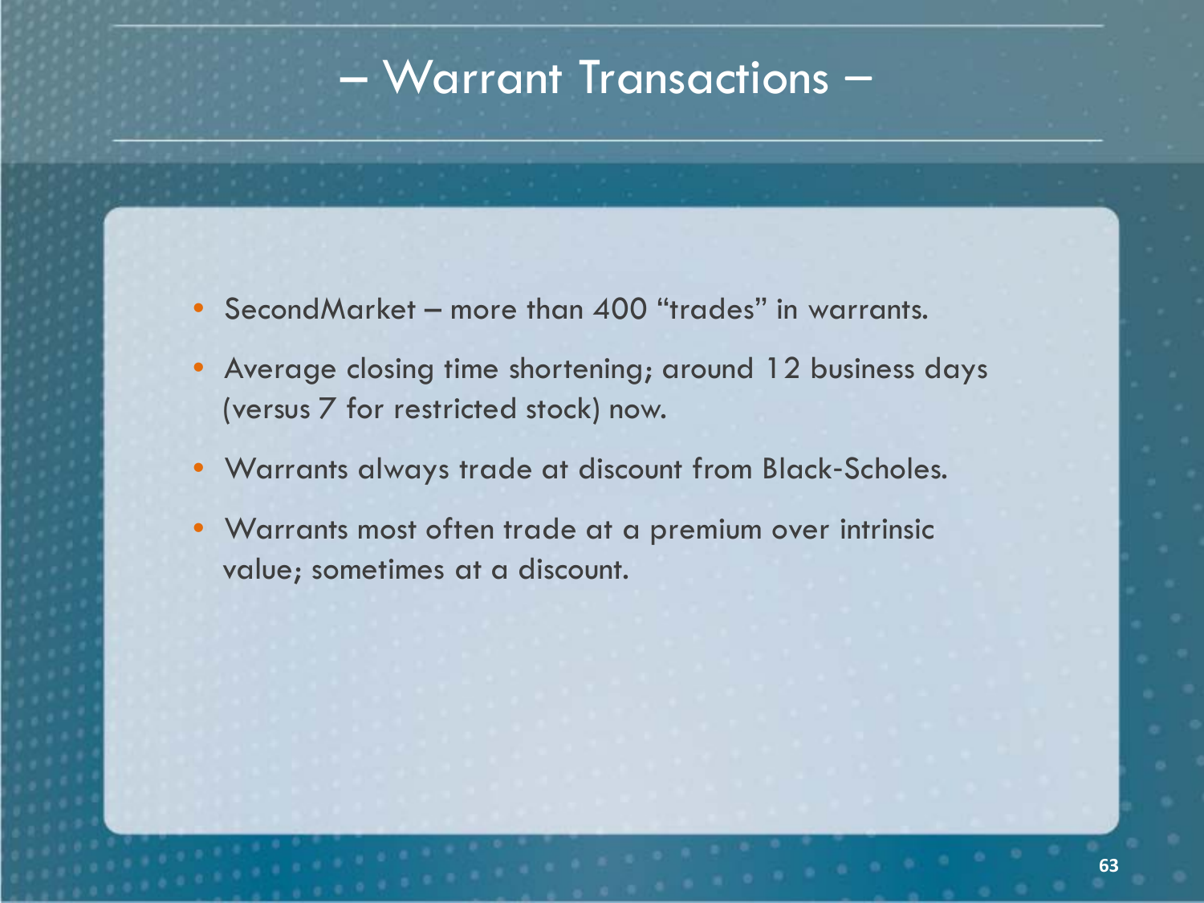# – Warrant Transactions –

- SecondMarket – more than 400 "trades" in warrants.
- Average closing time shortening; around 12 business days (versus 7 for restricted stock) now.
- Warrants always trade at discount from Black-Scholes.
- Warrants most often trade at a premium over intrinsic value; sometimes at a discount.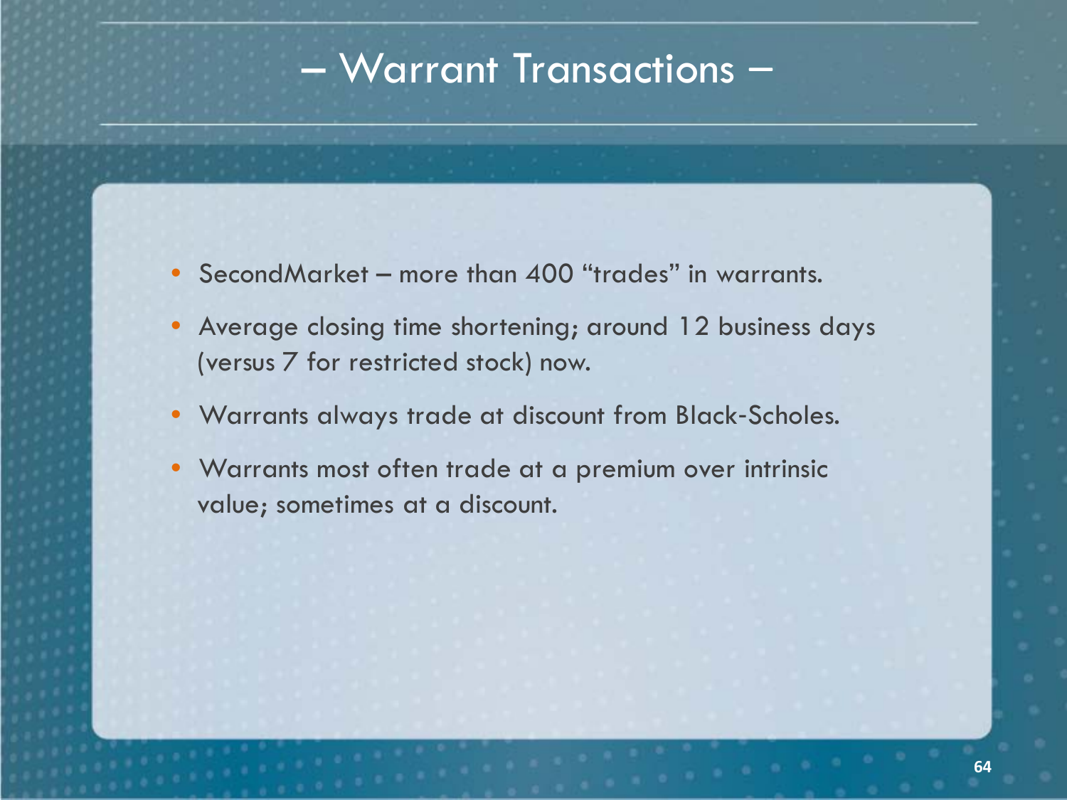# – Warrant Transactions –

- SecondMarket – more than 400 “trades” in warrants.
- Average closing time shortening; around 12 business days (versus 7 for restricted stock) now.
- Warrants always trade at discount from Black-Scholes.
- Warrants most often trade at a premium over intrinsic value; sometimes at a discount.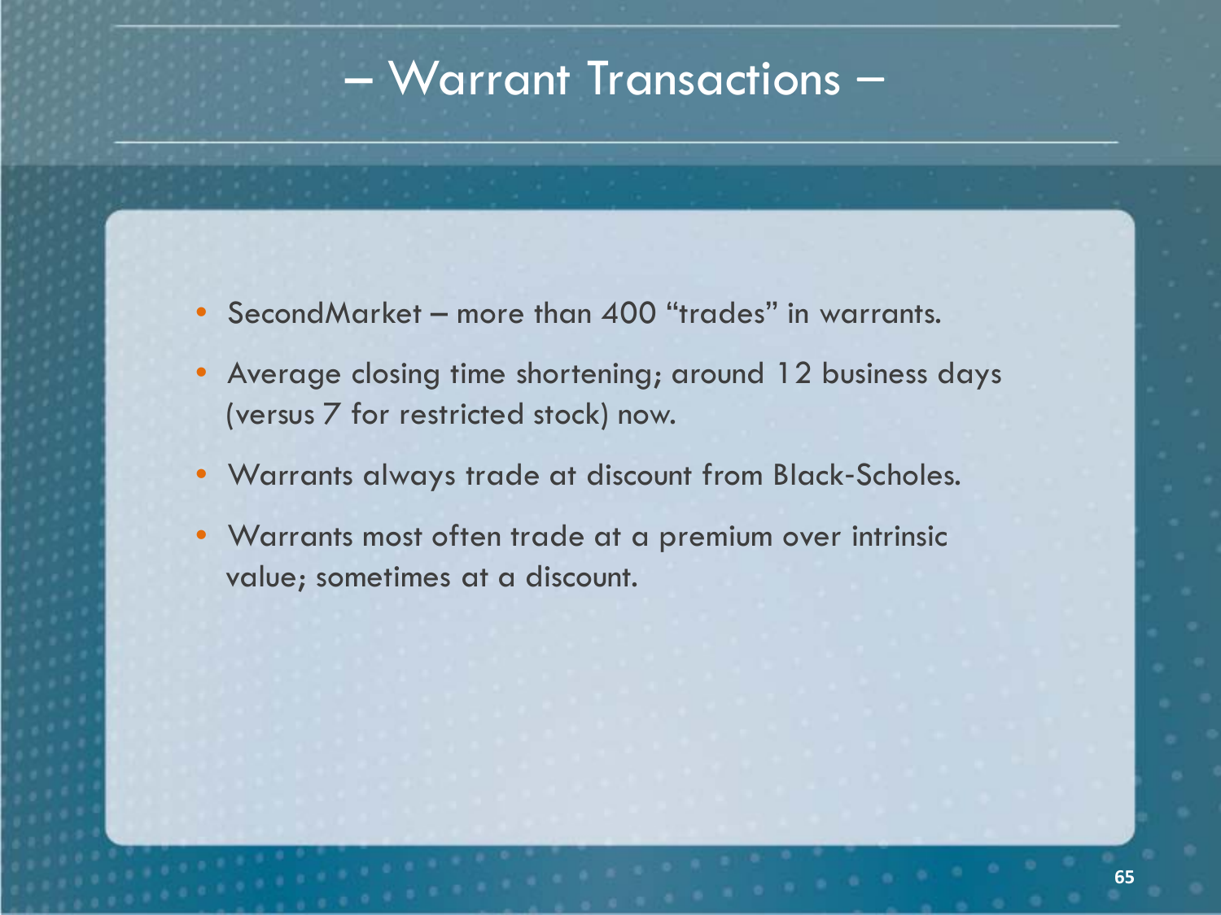# – Warrant Transactions –

- SecondMarket – more than 400 “trades” in warrants.
- Average closing time shortening; around 12 business days (versus 7 for restricted stock) now.
- Warrants always trade at discount from Black-Scholes.
- Warrants most often trade at a premium over intrinsic value; sometimes at a discount.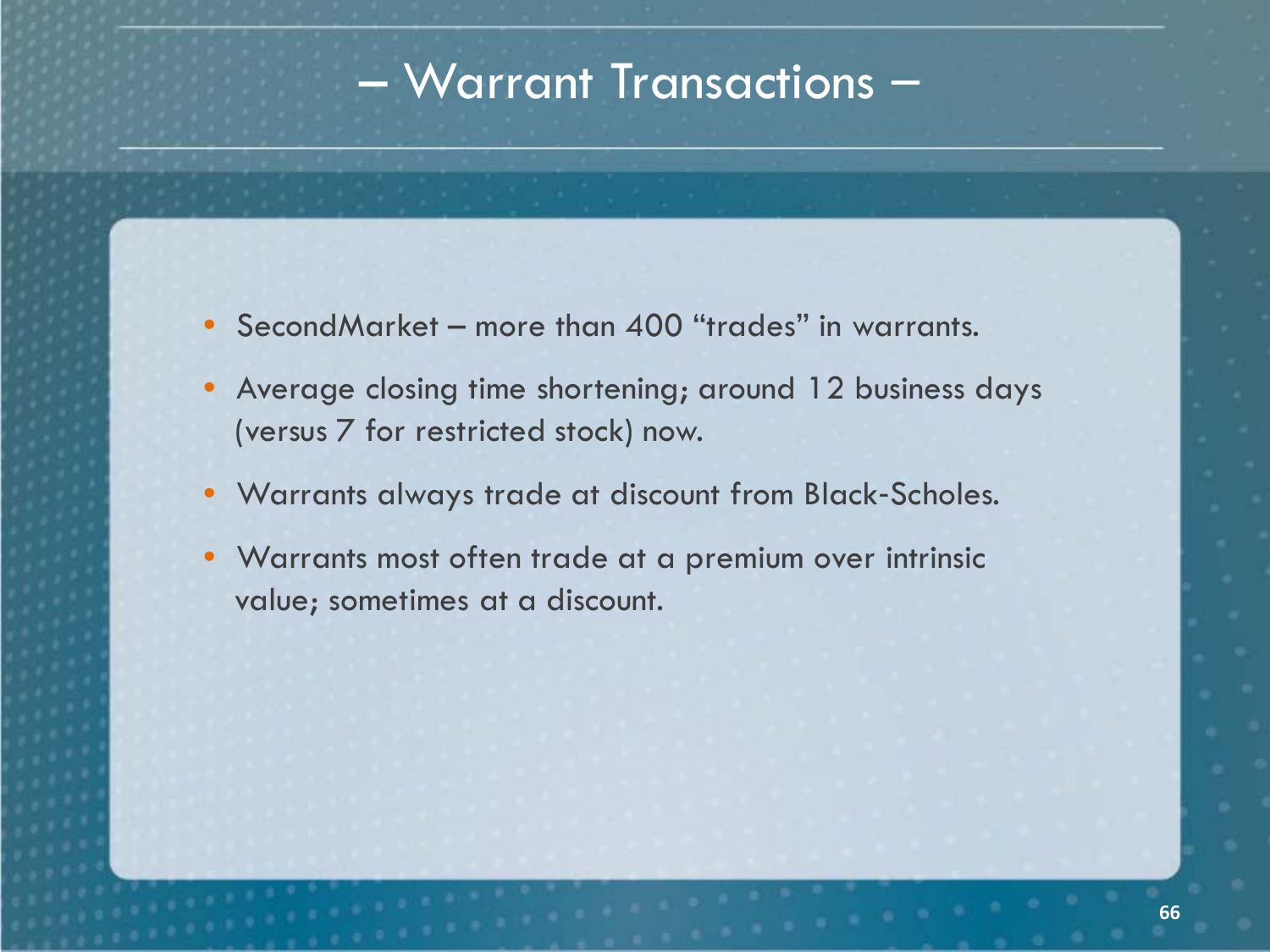# – Warrant Transactions –

- SecondMarket – more than 400 “trades” in warrants.
- Average closing time shortening; around 12 business days (versus 7 for restricted stock) now.
- Warrants always trade at discount from Black-Scholes.
- Warrants most often trade at a premium over intrinsic value; sometimes at a discount.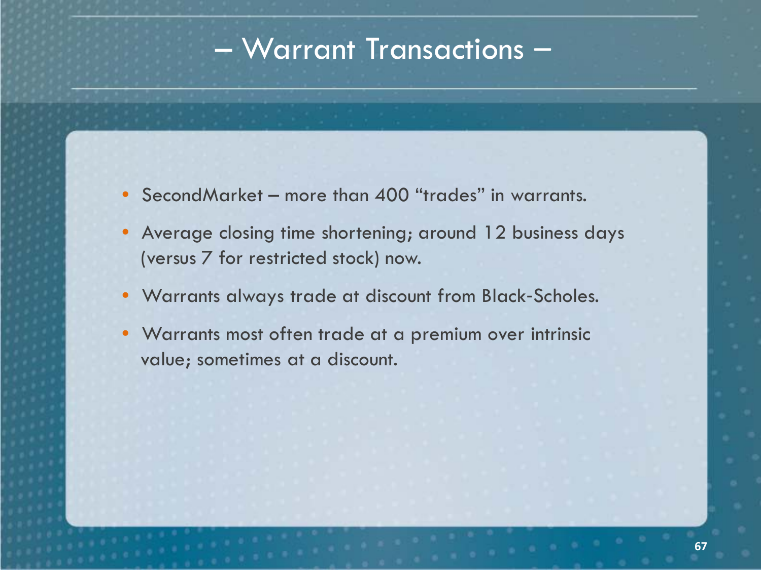# – Warrant Transactions –

- SecondMarket – more than 400 “trades” in warrants.
- Average closing time shortening; around 12 business days (versus 7 for restricted stock) now.
- Warrants always trade at discount from Black-Scholes.
- Warrants most often trade at a premium over intrinsic value; sometimes at a discount.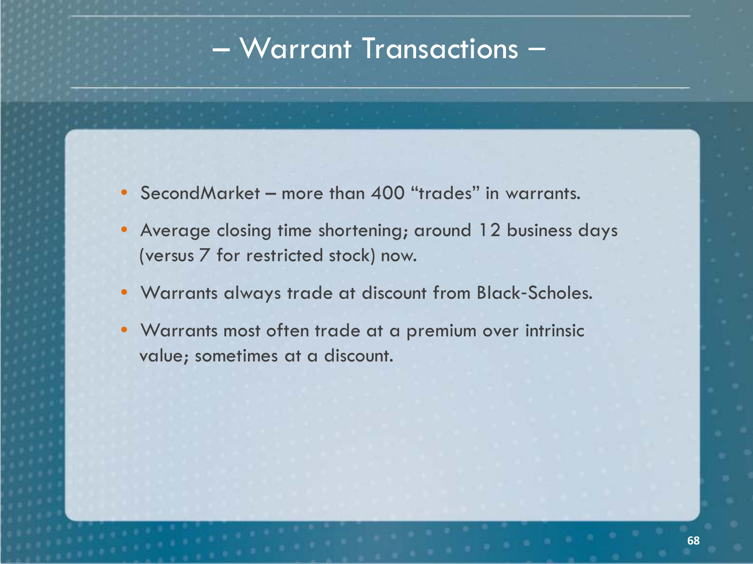# – Warrant Transactions –

- SecondMarket – more than 400 "trades" in warrants.
- Average closing time shortening; around 12 business days (versus 7 for restricted stock) now.
- Warrants always trade at discount from Black-Scholes.
- Warrants most often trade at a premium over intrinsic value; sometimes at a discount.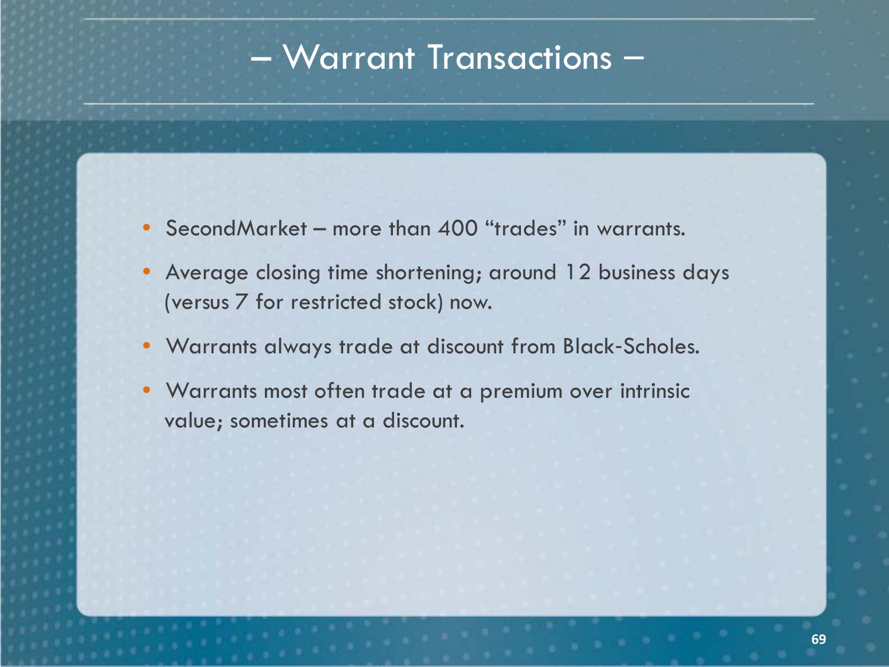# – Warrant Transactions –

- SecondMarket – more than 400 “trades” in warrants.
- Average closing time shortening; around 12 business days (versus 7 for restricted stock) now.
- Warrants always trade at discount from Black-Scholes.
- Warrants most often trade at a premium over intrinsic value; sometimes at a discount.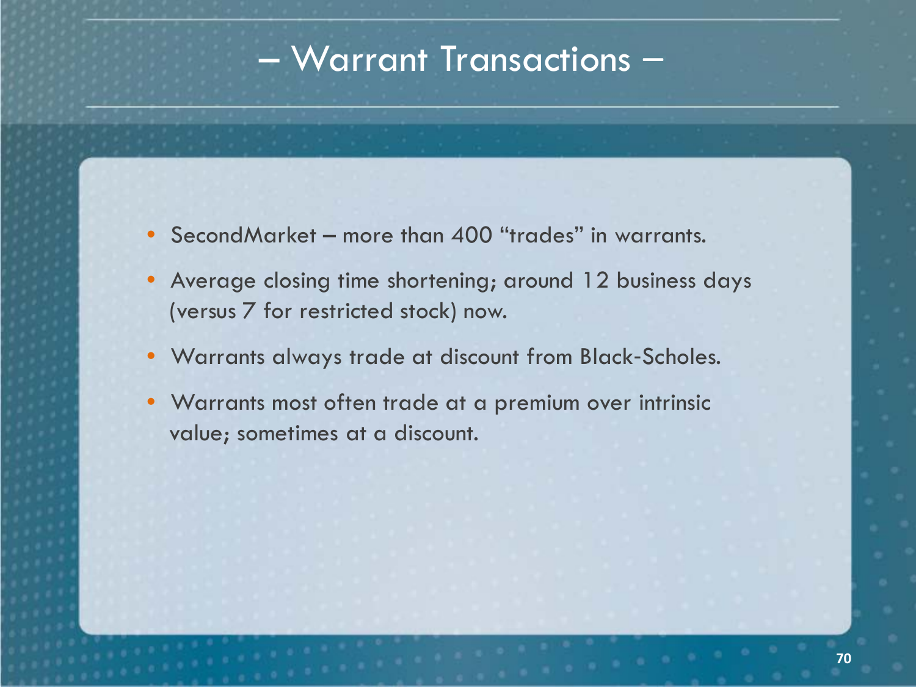# – Warrant Transactions –

- SecondMarket – more than 400 "trades" in warrants.
- Average closing time shortening; around 12 business days (versus 7 for restricted stock) now.
- Warrants always trade at discount from Black-Scholes.
- Warrants most often trade at a premium over intrinsic value; sometimes at a discount.